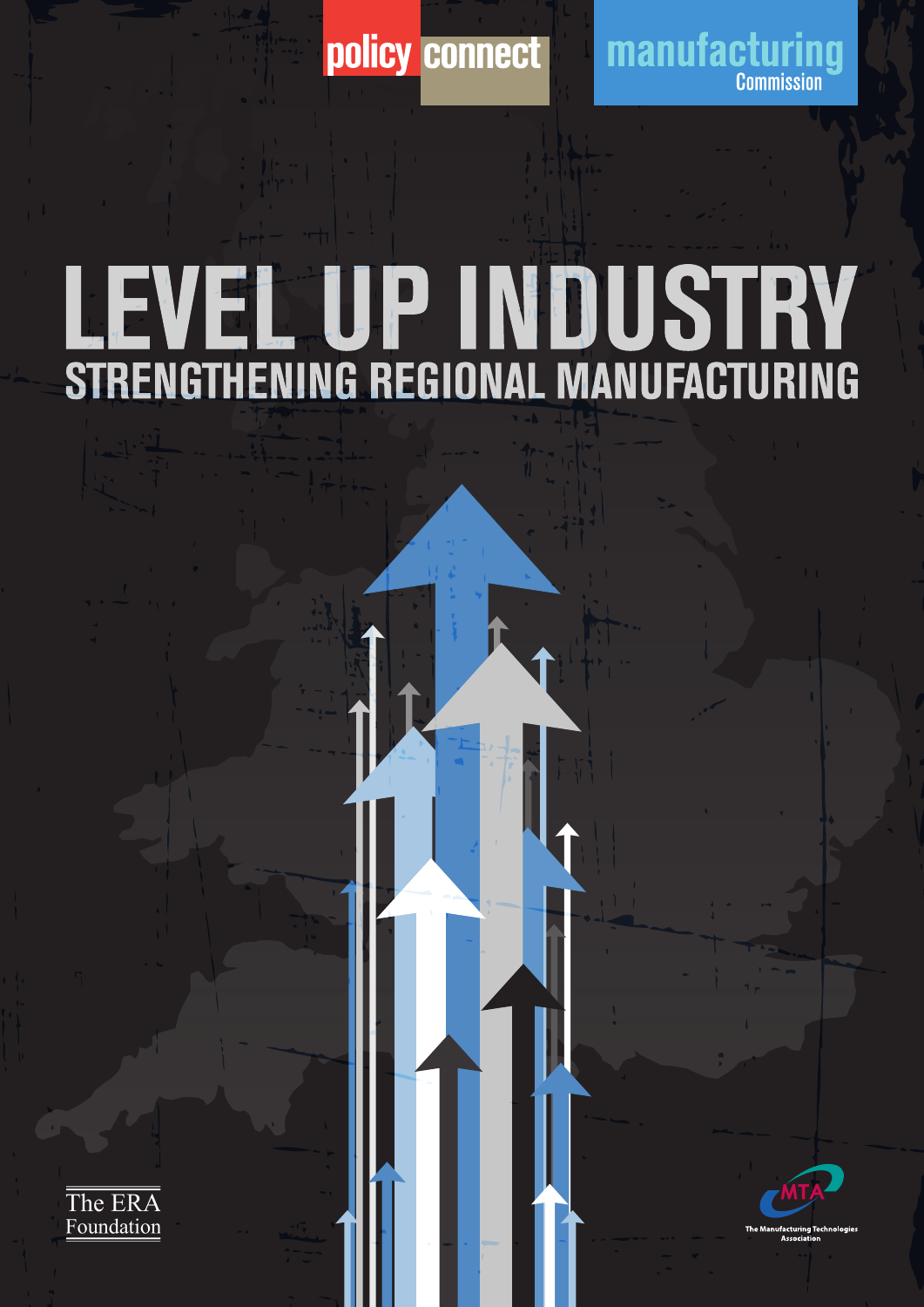policy connect

manufacturing Commission

# LEVEL UP INDUSTRY

## STRENGTHENING REGIONAL MANUFACTURING

The ERA Foundation

MTA

The Manufacturing Technologies Association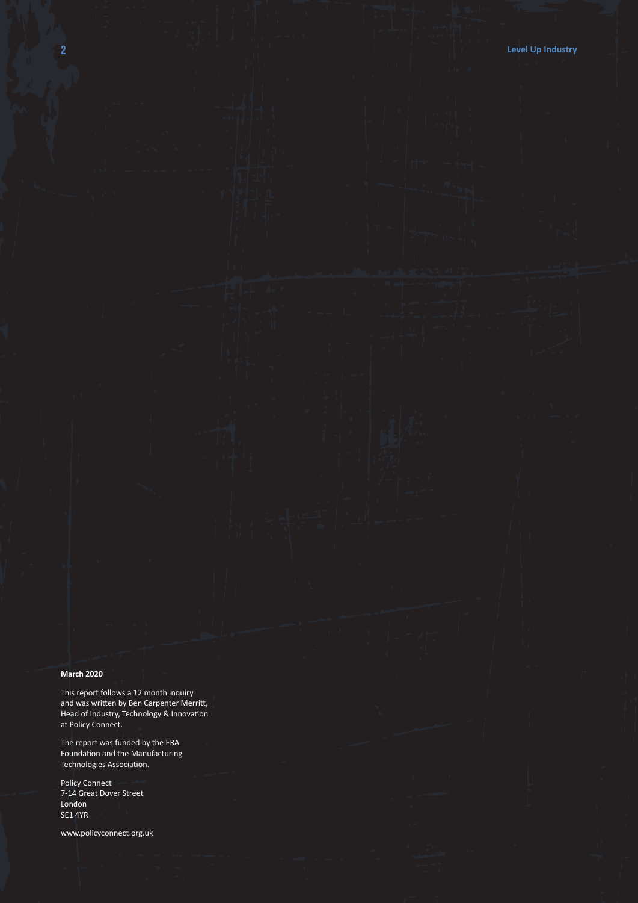**March 2020**

This report follows a 12 month inquiry and was written by Ben Carpenter Merritt, Head of Industry, Technology & Innovation at Policy Connect.

The report was funded by the ERA Foundation and the Manufacturing Technologies Association.

Policy Connect
7-14 Great Dover Street
London
SE1 4YR

www.policyconnect.org.uk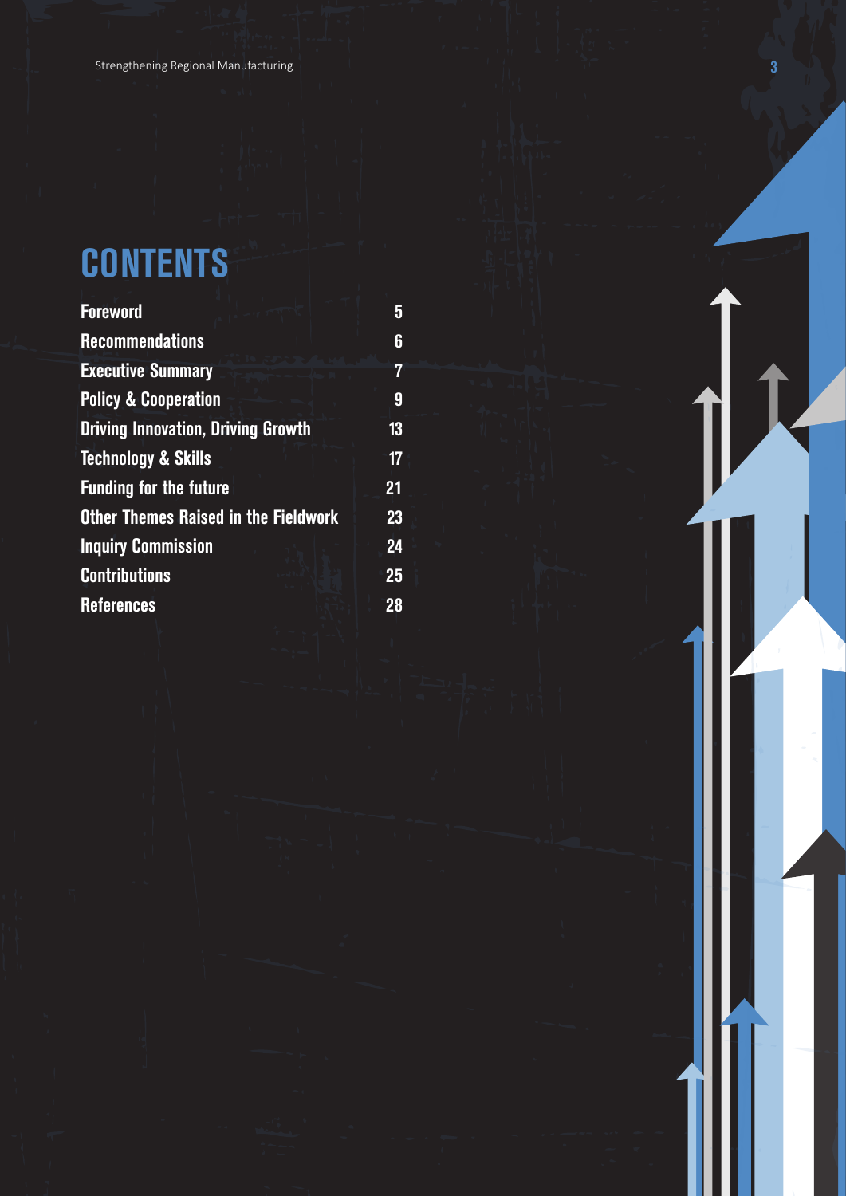# CONTENTS

| | |
|---|---|
| Foreword | 5 |
| Recommendations | 6 |
| Executive Summary | 7 |
| Policy & Cooperation | 9 |
| Driving Innovation, Driving Growth | 13 |
| Technology & Skills | 17 |
| Funding for the future | 21 |
| Other Themes Raised in the Fieldwork | 23 |
| Inquiry Commission | 24 |
| Contributions | 25 |
| References | 28 |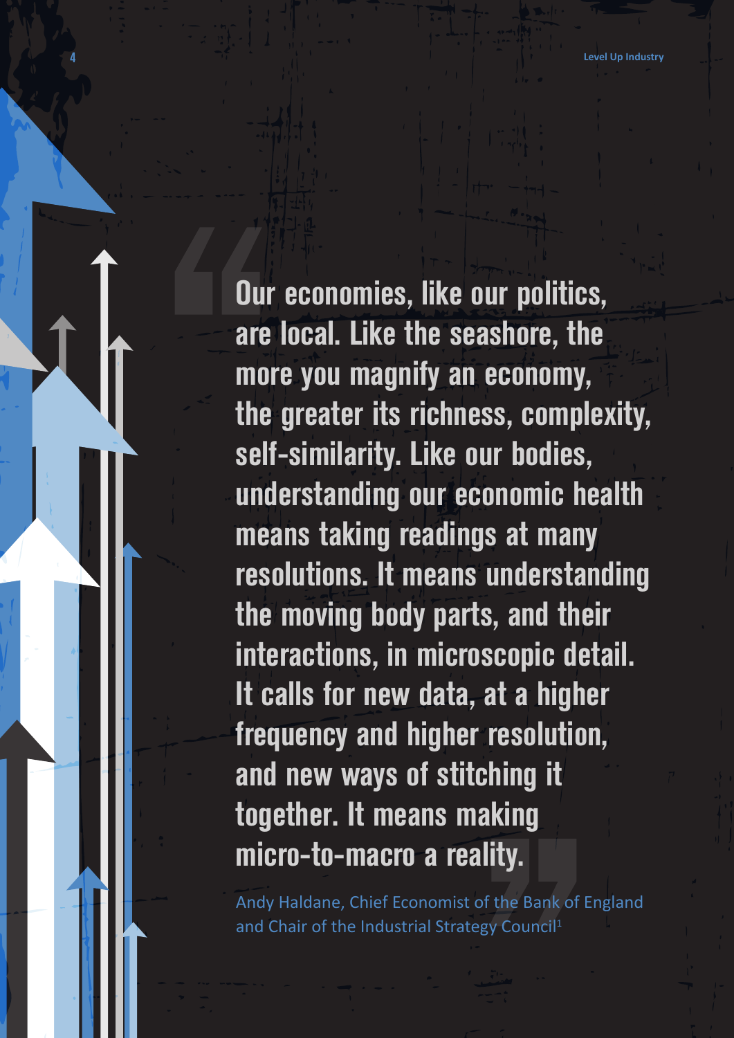> Our economies, like our politics, are local. Like the seashore, the more you magnify an economy, the greater its richness, complexity, self-similarity. Like our bodies, understanding our economic health means taking readings at many resolutions. It means understanding the moving body parts, and their interactions, in microscopic detail. It calls for new data, at a higher frequency and higher resolution, and new ways of stitching it together. It means making micro-to-macro a reality.

Andy Haldane, Chief Economist of the Bank of England and Chair of the Industrial Strategy Council[1]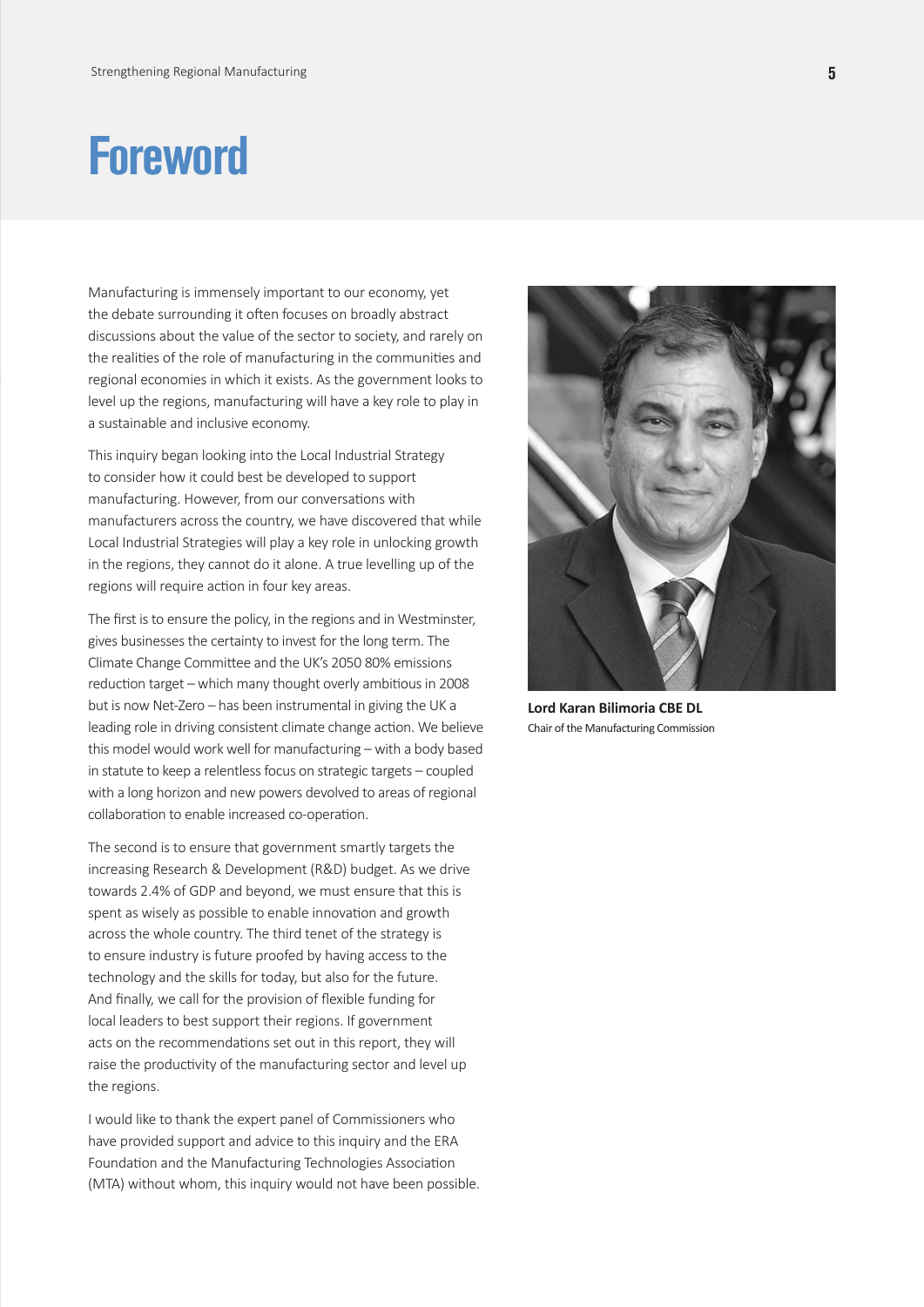# Foreword

Manufacturing is immensely important to our economy, yet the debate surrounding it often focuses on broadly abstract discussions about the value of the sector to society, and rarely on the realities of the role of manufacturing in the communities and regional economies in which it exists. As the government looks to level up the regions, manufacturing will have a key role to play in a sustainable and inclusive economy.

This inquiry began looking into the Local Industrial Strategy to consider how it could best be developed to support manufacturing. However, from our conversations with manufacturers across the country, we have discovered that while Local Industrial Strategies will play a key role in unlocking growth in the regions, they cannot do it alone. A true levelling up of the regions will require action in four key areas.

The first is to ensure the policy, in the regions and in Westminster, gives businesses the certainty to invest for the long term. The Climate Change Committee and the UK's 2050 80% emissions reduction target – which many thought overly ambitious in 2008 but is now Net-Zero – has been instrumental in giving the UK a leading role in driving consistent climate change action. We believe this model would work well for manufacturing – with a body based in statute to keep a relentless focus on strategic targets – coupled with a long horizon and new powers devolved to areas of regional collaboration to enable increased co-operation.

The second is to ensure that government smartly targets the increasing Research & Development (R&D) budget. As we drive towards 2.4% of GDP and beyond, we must ensure that this is spent as wisely as possible to enable innovation and growth across the whole country. The third tenet of the strategy is to ensure industry is future proofed by having access to the technology and the skills for today, but also for the future. And finally, we call for the provision of flexible funding for local leaders to best support their regions. If government acts on the recommendations set out in this report, they will raise the productivity of the manufacturing sector and level up the regions.

I would like to thank the expert panel of Commissioners who have provided support and advice to this inquiry and the ERA Foundation and the Manufacturing Technologies Association (MTA) without whom, this inquiry would not have been possible.

**Lord Karan Bilimoria CBE DL**
Chair of the Manufacturing Commission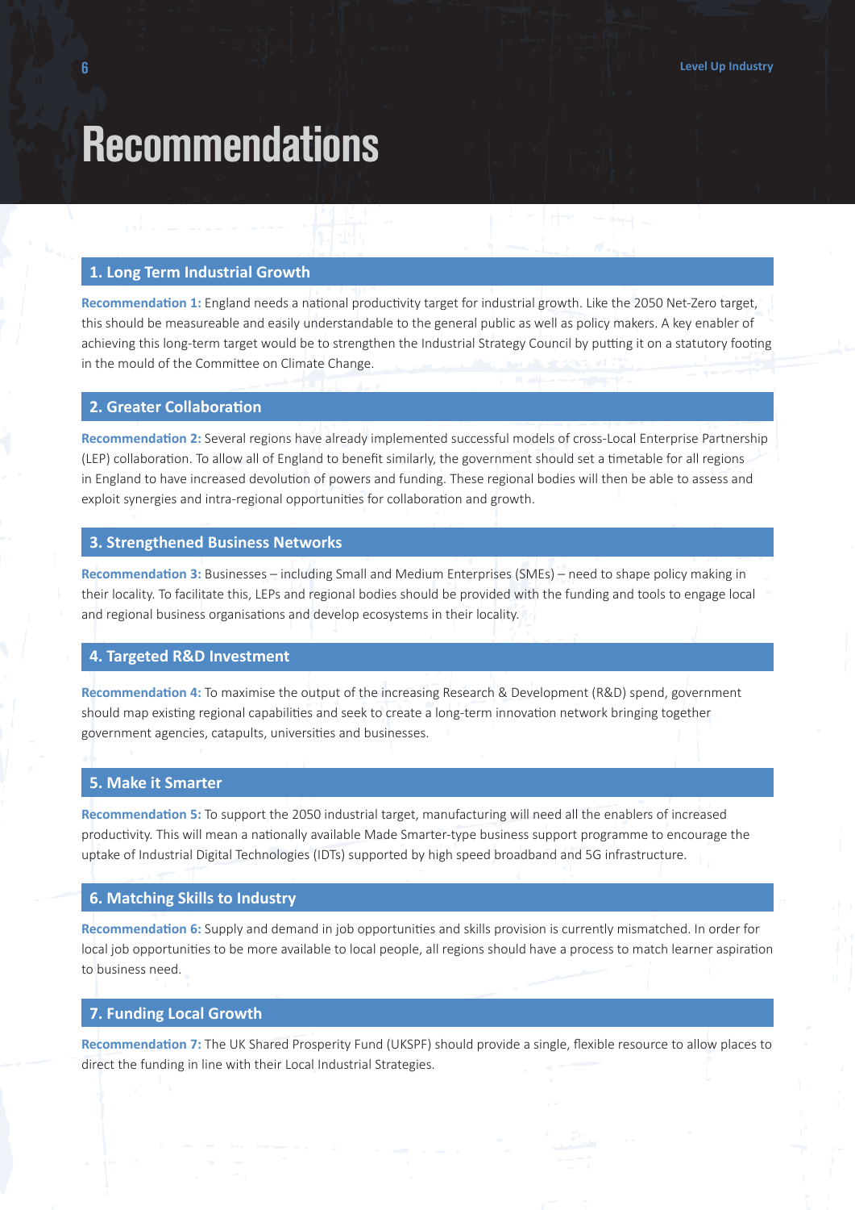# Recommendations

## 1. Long Term Industrial Growth

**Recommendation 1:** England needs a national productivity target for industrial growth. Like the 2050 Net-Zero target, this should be measureable and easily understandable to the general public as well as policy makers. A key enabler of achieving this long-term target would be to strengthen the Industrial Strategy Council by putting it on a statutory footing in the mould of the Committee on Climate Change.

## 2. Greater Collaboration

**Recommendation 2:** Several regions have already implemented successful models of cross-Local Enterprise Partnership (LEP) collaboration. To allow all of England to benefit similarly, the government should set a timetable for all regions in England to have increased devolution of powers and funding. These regional bodies will then be able to assess and exploit synergies and intra-regional opportunities for collaboration and growth.

## 3. Strengthened Business Networks

**Recommendation 3:** Businesses – including Small and Medium Enterprises (SMEs) – need to shape policy making in their locality. To facilitate this, LEPs and regional bodies should be provided with the funding and tools to engage local and regional business organisations and develop ecosystems in their locality.

## 4. Targeted R&D Investment

**Recommendation 4:** To maximise the output of the increasing Research & Development (R&D) spend, government should map existing regional capabilities and seek to create a long-term innovation network bringing together government agencies, catapults, universities and businesses.

## 5. Make it Smarter

**Recommendation 5:** To support the 2050 industrial target, manufacturing will need all the enablers of increased productivity. This will mean a nationally available Made Smarter-type business support programme to encourage the uptake of Industrial Digital Technologies (IDTs) supported by high speed broadband and 5G infrastructure.

## 6. Matching Skills to Industry

**Recommendation 6:** Supply and demand in job opportunities and skills provision is currently mismatched. In order for local job opportunities to be more available to local people, all regions should have a process to match learner aspiration to business need.

## 7. Funding Local Growth

**Recommendation 7:** The UK Shared Prosperity Fund (UKSPF) should provide a single, flexible resource to allow places to direct the funding in line with their Local Industrial Strategies.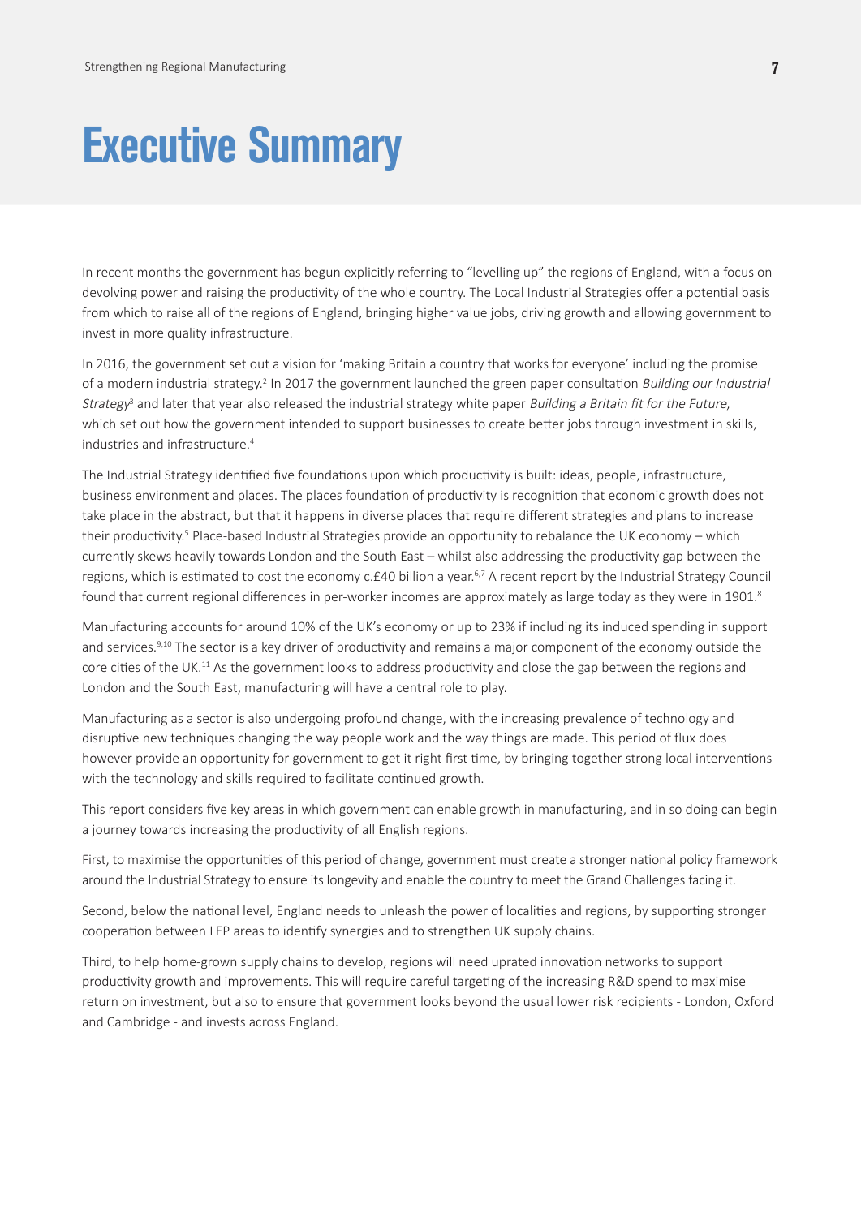# Executive Summary

In recent months the government has begun explicitly referring to “levelling up” the regions of England, with a focus on devolving power and raising the productivity of the whole country. The Local Industrial Strategies offer a potential basis from which to raise all of the regions of England, bringing higher value jobs, driving growth and allowing government to invest in more quality infrastructure.

In 2016, the government set out a vision for ‘making Britain a country that works for everyone’ including the promise of a modern industrial strategy.[2] In 2017 the government launched the green paper consultation *Building our Industrial Strategy*[3] and later that year also released the industrial strategy white paper *Building a Britain fit for the Future*, which set out how the government intended to support businesses to create better jobs through investment in skills, industries and infrastructure.[4]

The Industrial Strategy identified five foundations upon which productivity is built: ideas, people, infrastructure, business environment and places. The places foundation of productivity is recognition that economic growth does not take place in the abstract, but that it happens in diverse places that require different strategies and plans to increase their productivity.[5] Place-based Industrial Strategies provide an opportunity to rebalance the UK economy – which currently skews heavily towards London and the South East – whilst also addressing the productivity gap between the regions, which is estimated to cost the economy c.£40 billion a year.[6,7] A recent report by the Industrial Strategy Council found that current regional differences in per-worker incomes are approximately as large today as they were in 1901.[8]

Manufacturing accounts for around 10% of the UK’s economy or up to 23% if including its induced spending in support and services.[9,10] The sector is a key driver of productivity and remains a major component of the economy outside the core cities of the UK.[11] As the government looks to address productivity and close the gap between the regions and London and the South East, manufacturing will have a central role to play.

Manufacturing as a sector is also undergoing profound change, with the increasing prevalence of technology and disruptive new techniques changing the way people work and the way things are made. This period of flux does however provide an opportunity for government to get it right first time, by bringing together strong local interventions with the technology and skills required to facilitate continued growth.

This report considers five key areas in which government can enable growth in manufacturing, and in so doing can begin a journey towards increasing the productivity of all English regions.

First, to maximise the opportunities of this period of change, government must create a stronger national policy framework around the Industrial Strategy to ensure its longevity and enable the country to meet the Grand Challenges facing it.

Second, below the national level, England needs to unleash the power of localities and regions, by supporting stronger cooperation between LEP areas to identify synergies and to strengthen UK supply chains.

Third, to help home-grown supply chains to develop, regions will need uprated innovation networks to support productivity growth and improvements. This will require careful targeting of the increasing R&D spend to maximise return on investment, but also to ensure that government looks beyond the usual lower risk recipients - London, Oxford and Cambridge - and invests across England.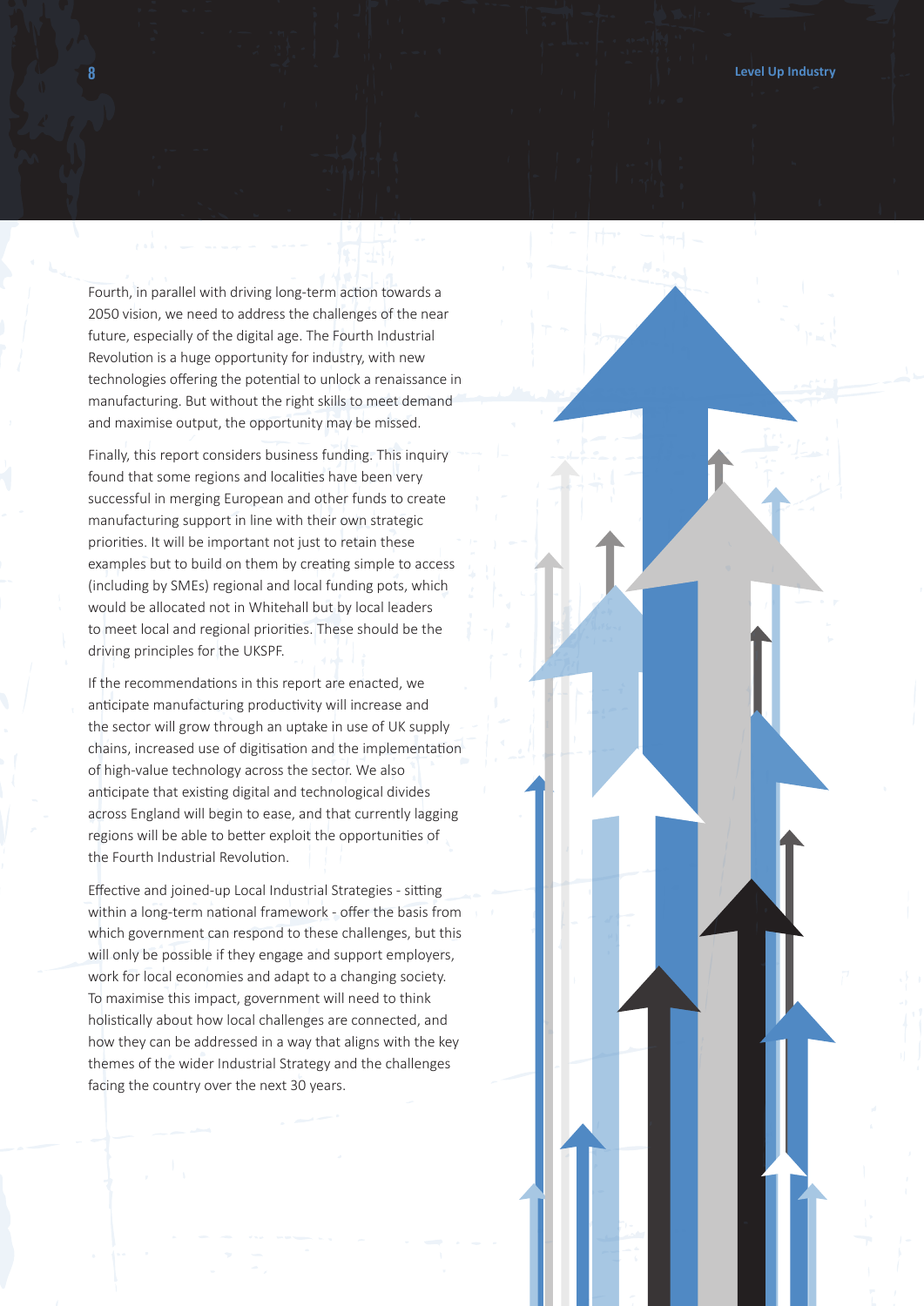Fourth, in parallel with driving long-term action towards a 2050 vision, we need to address the challenges of the near future, especially of the digital age. The Fourth Industrial Revolution is a huge opportunity for industry, with new technologies offering the potential to unlock a renaissance in manufacturing. But without the right skills to meet demand and maximise output, the opportunity may be missed.

Finally, this report considers business funding. This inquiry found that some regions and localities have been very successful in merging European and other funds to create manufacturing support in line with their own strategic priorities. It will be important not just to retain these examples but to build on them by creating simple to access (including by SMEs) regional and local funding pots, which would be allocated not in Whitehall but by local leaders to meet local and regional priorities. These should be the driving principles for the UKSPF.

If the recommendations in this report are enacted, we anticipate manufacturing productivity will increase and the sector will grow through an uptake in use of UK supply chains, increased use of digitisation and the implementation of high-value technology across the sector. We also anticipate that existing digital and technological divides across England will begin to ease, and that currently lagging regions will be able to better exploit the opportunities of the Fourth Industrial Revolution.

Effective and joined-up Local Industrial Strategies - sitting within a long-term national framework - offer the basis from which government can respond to these challenges, but this will only be possible if they engage and support employers, work for local economies and adapt to a changing society. To maximise this impact, government will need to think holistically about how local challenges are connected, and how they can be addressed in a way that aligns with the key themes of the wider Industrial Strategy and the challenges facing the country over the next 30 years.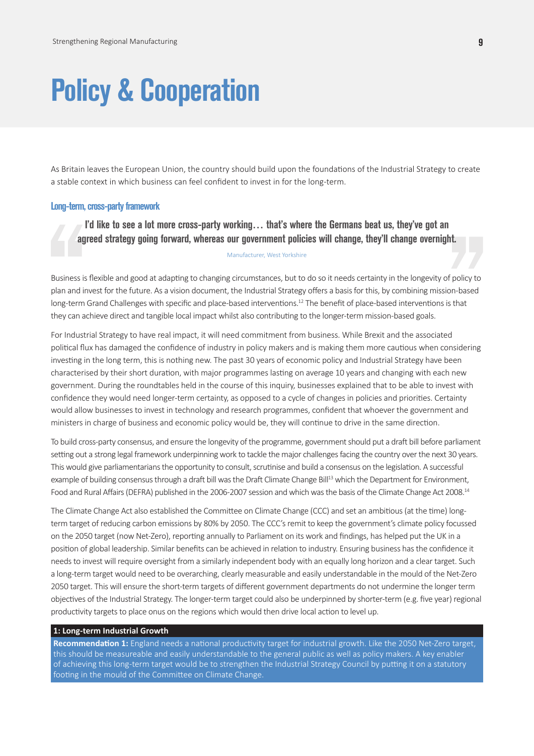# Policy & Cooperation

As Britain leaves the European Union, the country should build upon the foundations of the Industrial Strategy to create a stable context in which business can feel confident to invest in for the long-term.

## Long-term, cross-party framework

> **I'd like to see a lot more cross-party working… that's where the Germans beat us, they've got an agreed strategy going forward, whereas our government policies will change, they'll change overnight.**
>
> Manufacturer, West Yorkshire

Business is flexible and good at adapting to changing circumstances, but to do so it needs certainty in the longevity of policy to plan and invest for the future. As a vision document, the Industrial Strategy offers a basis for this, by combining mission-based long-term Grand Challenges with specific and place-based interventions.[12] The benefit of place-based interventions is that they can achieve direct and tangible local impact whilst also contributing to the longer-term mission-based goals.

For Industrial Strategy to have real impact, it will need commitment from business. While Brexit and the associated political flux has damaged the confidence of industry in policy makers and is making them more cautious when considering investing in the long term, this is nothing new. The past 30 years of economic policy and Industrial Strategy have been characterised by their short duration, with major programmes lasting on average 10 years and changing with each new government. During the roundtables held in the course of this inquiry, businesses explained that to be able to invest with confidence they would need longer-term certainty, as opposed to a cycle of changes in policies and priorities. Certainty would allow businesses to invest in technology and research programmes, confident that whoever the government and ministers in charge of business and economic policy would be, they will continue to drive in the same direction.

To build cross-party consensus, and ensure the longevity of the programme, government should put a draft bill before parliament setting out a strong legal framework underpinning work to tackle the major challenges facing the country over the next 30 years. This would give parliamentarians the opportunity to consult, scrutinise and build a consensus on the legislation. A successful example of building consensus through a draft bill was the Draft Climate Change Bill[13] which the Department for Environment, Food and Rural Affairs (DEFRA) published in the 2006-2007 session and which was the basis of the Climate Change Act 2008.[14]

The Climate Change Act also established the Committee on Climate Change (CCC) and set an ambitious (at the time) long-term target of reducing carbon emissions by 80% by 2050. The CCC's remit to keep the government's climate policy focussed on the 2050 target (now Net-Zero), reporting annually to Parliament on its work and findings, has helped put the UK in a position of global leadership. Similar benefits can be achieved in relation to industry. Ensuring business has the confidence it needs to invest will require oversight from a similarly independent body with an equally long horizon and a clear target. Such a long-term target would need to be overarching, clearly measurable and easily understandable in the mould of the Net-Zero 2050 target. This will ensure the short-term targets of different government departments do not undermine the longer term objectives of the Industrial Strategy. The longer-term target could also be underpinned by shorter-term (e.g. five year) regional productivity targets to place onus on the regions which would then drive local action to level up.

**1: Long-term Industrial Growth**

**Recommendation 1:** England needs a national productivity target for industrial growth. Like the 2050 Net-Zero target, this should be measureable and easily understandable to the general public as well as policy makers. A key enabler of achieving this long-term target would be to strengthen the Industrial Strategy Council by putting it on a statutory footing in the mould of the Committee on Climate Change.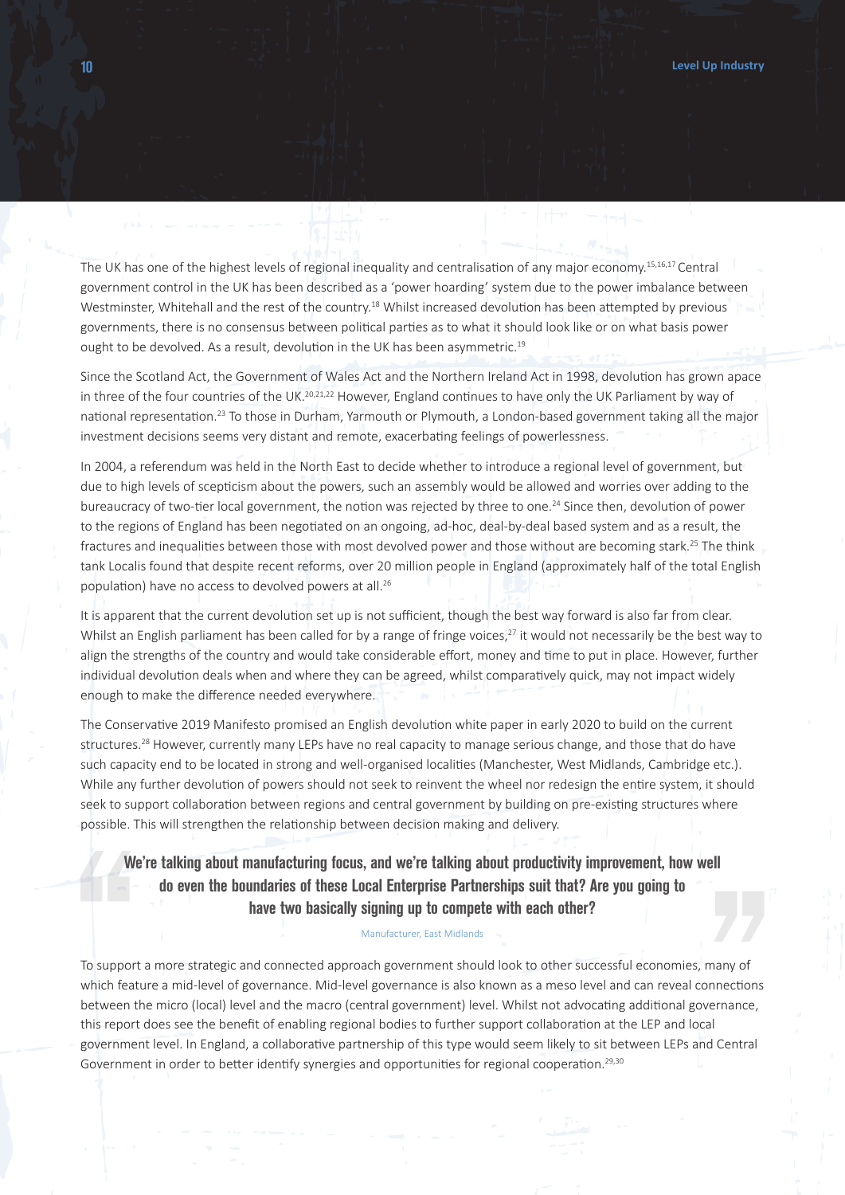The UK has one of the highest levels of regional inequality and centralisation of any major economy.[15,16,17] Central government control in the UK has been described as a 'power hoarding' system due to the power imbalance between Westminster, Whitehall and the rest of the country.[18] Whilst increased devolution has been attempted by previous governments, there is no consensus between political parties as to what it should look like or on what basis power ought to be devolved. As a result, devolution in the UK has been asymmetric.[19]

Since the Scotland Act, the Government of Wales Act and the Northern Ireland Act in 1998, devolution has grown apace in three of the four countries of the UK.[20,21,22] However, England continues to have only the UK Parliament by way of national representation.[23] To those in Durham, Yarmouth or Plymouth, a London-based government taking all the major investment decisions seems very distant and remote, exacerbating feelings of powerlessness.

In 2004, a referendum was held in the North East to decide whether to introduce a regional level of government, but due to high levels of scepticism about the powers, such an assembly would be allowed and worries over adding to the bureaucracy of two-tier local government, the notion was rejected by three to one.[24] Since then, devolution of power to the regions of England has been negotiated on an ongoing, ad-hoc, deal-by-deal based system and as a result, the fractures and inequalities between those with most devolved power and those without are becoming stark.[25] The think tank Localis found that despite recent reforms, over 20 million people in England (approximately half of the total English population) have no access to devolved powers at all.[26]

It is apparent that the current devolution set up is not sufficient, though the best way forward is also far from clear. Whilst an English parliament has been called for by a range of fringe voices,[27] it would not necessarily be the best way to align the strengths of the country and would take considerable effort, money and time to put in place. However, further individual devolution deals when and where they can be agreed, whilst comparatively quick, may not impact widely enough to make the difference needed everywhere.

The Conservative 2019 Manifesto promised an English devolution white paper in early 2020 to build on the current structures.[28] However, currently many LEPs have no real capacity to manage serious change, and those that do have such capacity end to be located in strong and well-organised localities (Manchester, West Midlands, Cambridge etc.). While any further devolution of powers should not seek to reinvent the wheel nor redesign the entire system, it should seek to support collaboration between regions and central government by building on pre-existing structures where possible. This will strengthen the relationship between decision making and delivery.

> **We're talking about manufacturing focus, and we're talking about productivity improvement, how well do even the boundaries of these Local Enterprise Partnerships suit that? Are you going to have two basically signing up to compete with each other?**
>
> Manufacturer, East Midlands

To support a more strategic and connected approach government should look to other successful economies, many of which feature a mid-level of governance. Mid-level governance is also known as a meso level and can reveal connections between the micro (local) level and the macro (central government) level. Whilst not advocating additional governance, this report does see the benefit of enabling regional bodies to further support collaboration at the LEP and local government level. In England, a collaborative partnership of this type would seem likely to sit between LEPs and Central Government in order to better identify synergies and opportunities for regional cooperation.[29,30]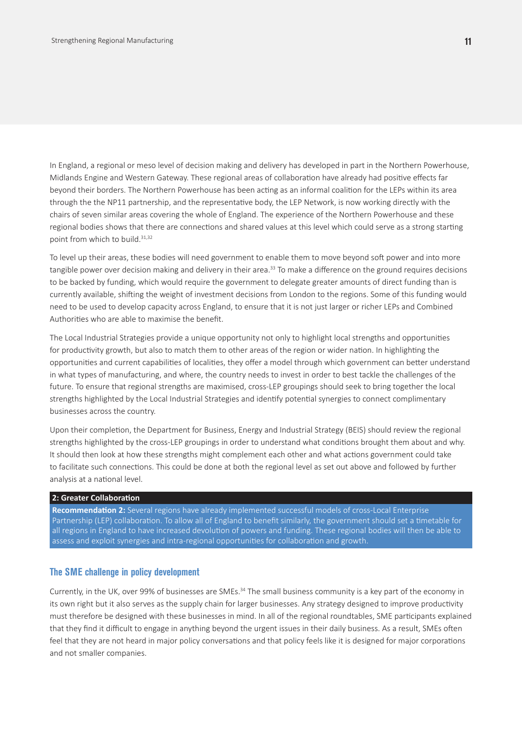In England, a regional or meso level of decision making and delivery has developed in part in the Northern Powerhouse, Midlands Engine and Western Gateway. These regional areas of collaboration have already had positive effects far beyond their borders. The Northern Powerhouse has been acting as an informal coalition for the LEPs within its area through the the NP11 partnership, and the representative body, the LEP Network, is now working directly with the chairs of seven similar areas covering the whole of England. The experience of the Northern Powerhouse and these regional bodies shows that there are connections and shared values at this level which could serve as a strong starting point from which to build.[31,32]

To level up their areas, these bodies will need government to enable them to move beyond soft power and into more tangible power over decision making and delivery in their area.[33] To make a difference on the ground requires decisions to be backed by funding, which would require the government to delegate greater amounts of direct funding than is currently available, shifting the weight of investment decisions from London to the regions. Some of this funding would need to be used to develop capacity across England, to ensure that it is not just larger or richer LEPs and Combined Authorities who are able to maximise the benefit.

The Local Industrial Strategies provide a unique opportunity not only to highlight local strengths and opportunities for productivity growth, but also to match them to other areas of the region or wider nation. In highlighting the opportunities and current capabilities of localities, they offer a model through which government can better understand in what types of manufacturing, and where, the country needs to invest in order to best tackle the challenges of the future. To ensure that regional strengths are maximised, cross-LEP groupings should seek to bring together the local strengths highlighted by the Local Industrial Strategies and identify potential synergies to connect complimentary businesses across the country.

Upon their completion, the Department for Business, Energy and Industrial Strategy (BEIS) should review the regional strengths highlighted by the cross-LEP groupings in order to understand what conditions brought them about and why. It should then look at how these strengths might complement each other and what actions government could take to facilitate such connections. This could be done at both the regional level as set out above and followed by further analysis at a national level.

**2: Greater Collaboration**

**Recommendation 2:** Several regions have already implemented successful models of cross-Local Enterprise Partnership (LEP) collaboration. To allow all of England to benefit similarly, the government should set a timetable for all regions in England to have increased devolution of powers and funding. These regional bodies will then be able to assess and exploit synergies and intra-regional opportunities for collaboration and growth.

## The SME challenge in policy development

Currently, in the UK, over 99% of businesses are SMEs.[34] The small business community is a key part of the economy in its own right but it also serves as the supply chain for larger businesses. Any strategy designed to improve productivity must therefore be designed with these businesses in mind. In all of the regional roundtables, SME participants explained that they find it difficult to engage in anything beyond the urgent issues in their daily business. As a result, SMEs often feel that they are not heard in major policy conversations and that policy feels like it is designed for major corporations and not smaller companies.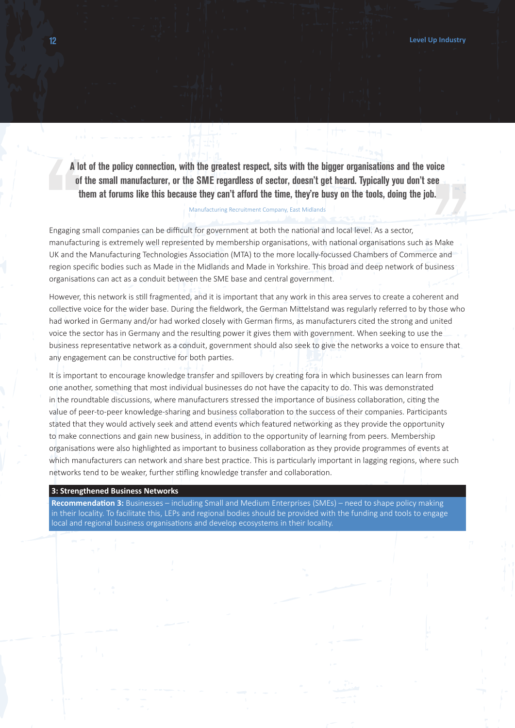> **A lot of the policy connection, with the greatest respect, sits with the bigger organisations and the voice of the small manufacturer, or the SME regardless of sector, doesn't get heard. Typically you don't see them at forums like this because they can't afford the time, they're busy on the tools, doing the job.**
>
> Manufacturing Recruitment Company, East Midlands

Engaging small companies can be difficult for government at both the national and local level. As a sector, manufacturing is extremely well represented by membership organisations, with national organisations such as Make UK and the Manufacturing Technologies Association (MTA) to the more locally-focussed Chambers of Commerce and region specific bodies such as Made in the Midlands and Made in Yorkshire. This broad and deep network of business organisations can act as a conduit between the SME base and central government.

However, this network is still fragmented, and it is important that any work in this area serves to create a coherent and collective voice for the wider base. During the fieldwork, the German Mittelstand was regularly referred to by those who had worked in Germany and/or had worked closely with German firms, as manufacturers cited the strong and united voice the sector has in Germany and the resulting power it gives them with government. When seeking to use the business representative network as a conduit, government should also seek to give the networks a voice to ensure that any engagement can be constructive for both parties.

It is important to encourage knowledge transfer and spillovers by creating fora in which businesses can learn from one another, something that most individual businesses do not have the capacity to do. This was demonstrated in the roundtable discussions, where manufacturers stressed the importance of business collaboration, citing the value of peer-to-peer knowledge-sharing and business collaboration to the success of their companies. Participants stated that they would actively seek and attend events which featured networking as they provide the opportunity to make connections and gain new business, in addition to the opportunity of learning from peers. Membership organisations were also highlighted as important to business collaboration as they provide programmes of events at which manufacturers can network and share best practice. This is particularly important in lagging regions, where such networks tend to be weaker, further stifling knowledge transfer and collaboration.

**3: Strengthened Business Networks**

**Recommendation 3:** Businesses – including Small and Medium Enterprises (SMEs) – need to shape policy making in their locality. To facilitate this, LEPs and regional bodies should be provided with the funding and tools to engage local and regional business organisations and develop ecosystems in their locality.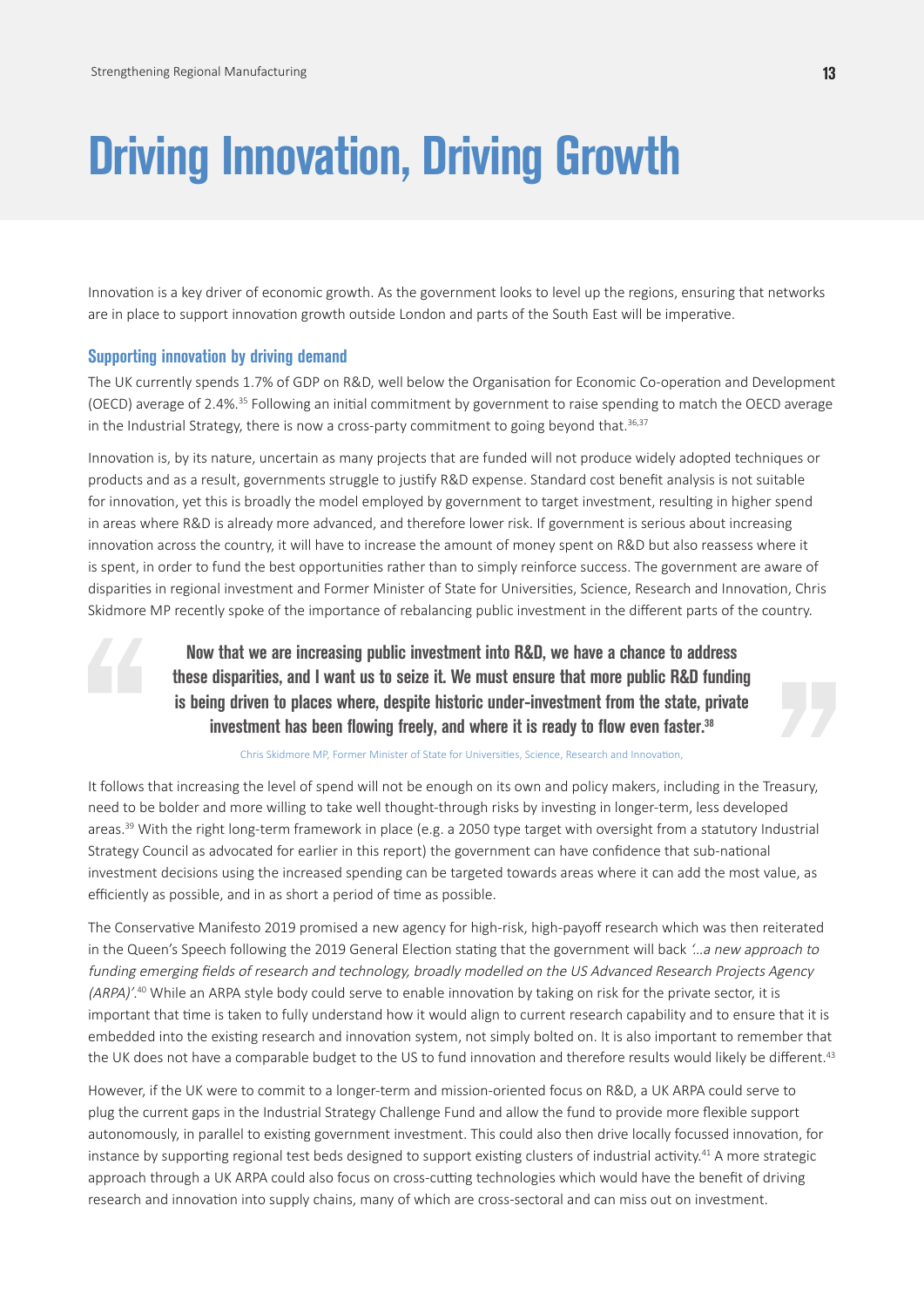# Driving Innovation, Driving Growth

Innovation is a key driver of economic growth. As the government looks to level up the regions, ensuring that networks are in place to support innovation growth outside London and parts of the South East will be imperative.

### Supporting innovation by driving demand

The UK currently spends 1.7% of GDP on R&D, well below the Organisation for Economic Co-operation and Development (OECD) average of 2.4%.[35] Following an initial commitment by government to raise spending to match the OECD average in the Industrial Strategy, there is now a cross-party commitment to going beyond that.[36,37]

Innovation is, by its nature, uncertain as many projects that are funded will not produce widely adopted techniques or products and as a result, governments struggle to justify R&D expense. Standard cost benefit analysis is not suitable for innovation, yet this is broadly the model employed by government to target investment, resulting in higher spend in areas where R&D is already more advanced, and therefore lower risk. If government is serious about increasing innovation across the country, it will have to increase the amount of money spent on R&D but also reassess where it is spent, in order to fund the best opportunities rather than to simply reinforce success. The government are aware of disparities in regional investment and Former Minister of State for Universities, Science, Research and Innovation, Chris Skidmore MP recently spoke of the importance of rebalancing public investment in the different parts of the country.

> **Now that we are increasing public investment into R&D, we have a chance to address these disparities, and I want us to seize it. We must ensure that more public R&D funding is being driven to places where, despite historic under-investment from the state, private investment has been flowing freely, and where it is ready to flow even faster.[38]**
>
> Chris Skidmore MP, Former Minister of State for Universities, Science, Research and Innovation,

It follows that increasing the level of spend will not be enough on its own and policy makers, including in the Treasury, need to be bolder and more willing to take well thought-through risks by investing in longer-term, less developed areas.[39] With the right long-term framework in place (e.g. a 2050 type target with oversight from a statutory Industrial Strategy Council as advocated for earlier in this report) the government can have confidence that sub-national investment decisions using the increased spending can be targeted towards areas where it can add the most value, as efficiently as possible, and in as short a period of time as possible.

The Conservative Manifesto 2019 promised a new agency for high-risk, high-payoff research which was then reiterated in the Queen's Speech following the 2019 General Election stating that the government will back *'...a new approach to funding emerging fields of research and technology, broadly modelled on the US Advanced Research Projects Agency (ARPA)'*.[40] While an ARPA style body could serve to enable innovation by taking on risk for the private sector, it is important that time is taken to fully understand how it would align to current research capability and to ensure that it is embedded into the existing research and innovation system, not simply bolted on. It is also important to remember that the UK does not have a comparable budget to the US to fund innovation and therefore results would likely be different.[43]

However, if the UK were to commit to a longer-term and mission-oriented focus on R&D, a UK ARPA could serve to plug the current gaps in the Industrial Strategy Challenge Fund and allow the fund to provide more flexible support autonomously, in parallel to existing government investment. This could also then drive locally focussed innovation, for instance by supporting regional test beds designed to support existing clusters of industrial activity.[41] A more strategic approach through a UK ARPA could also focus on cross-cutting technologies which would have the benefit of driving research and innovation into supply chains, many of which are cross-sectoral and can miss out on investment.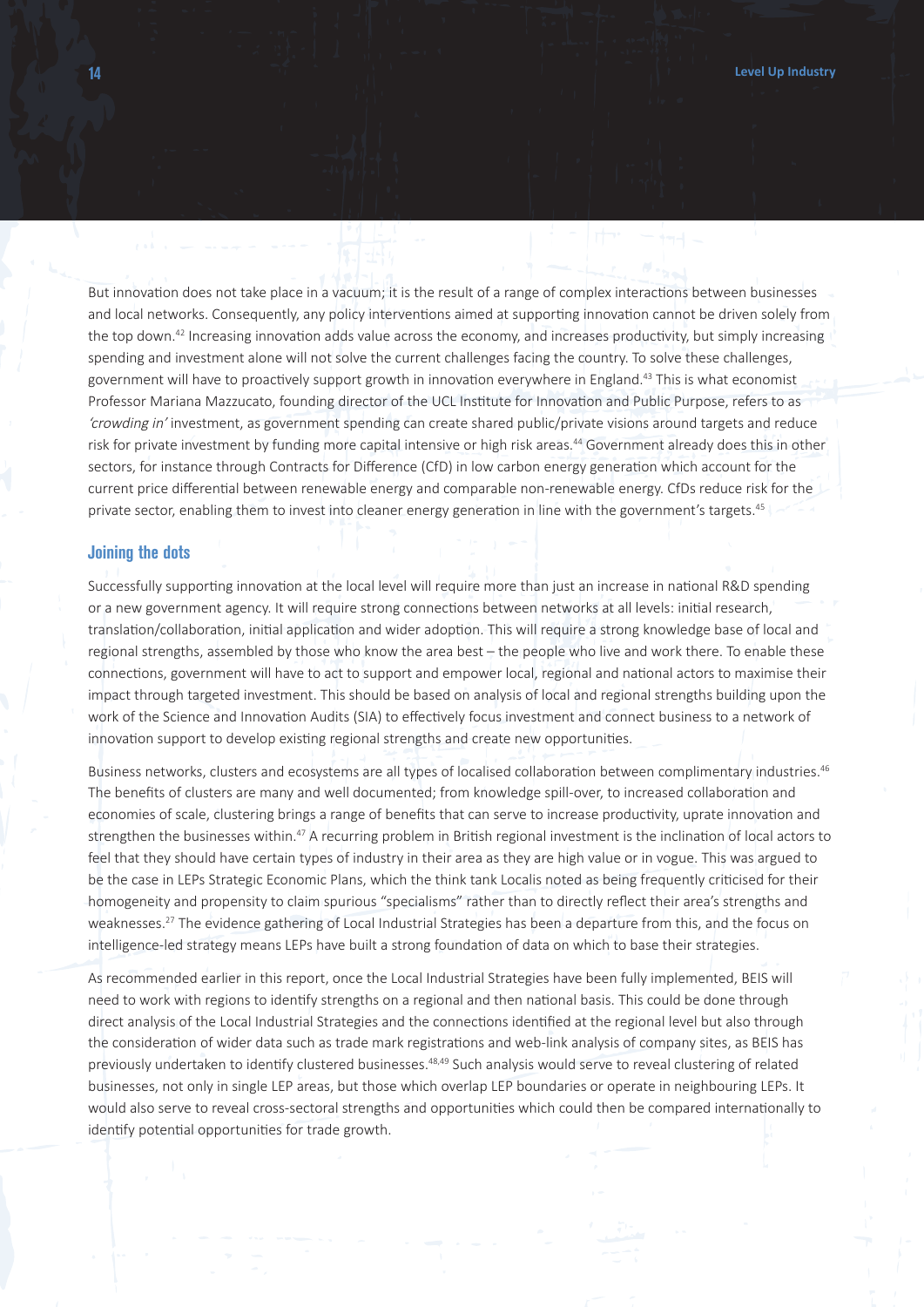But innovation does not take place in a vacuum; it is the result of a range of complex interactions between businesses and local networks. Consequently, any policy interventions aimed at supporting innovation cannot be driven solely from the top down.[42] Increasing innovation adds value across the economy, and increases productivity, but simply increasing spending and investment alone will not solve the current challenges facing the country. To solve these challenges, government will have to proactively support growth in innovation everywhere in England.[43] This is what economist Professor Mariana Mazzucato, founding director of the UCL Institute for Innovation and Public Purpose, refers to as *'crowding in'* investment, as government spending can create shared public/private visions around targets and reduce risk for private investment by funding more capital intensive or high risk areas.[44] Government already does this in other sectors, for instance through Contracts for Difference (CfD) in low carbon energy generation which account for the current price differential between renewable energy and comparable non-renewable energy. CfDs reduce risk for the private sector, enabling them to invest into cleaner energy generation in line with the government's targets.[45]

## Joining the dots

Successfully supporting innovation at the local level will require more than just an increase in national R&D spending or a new government agency. It will require strong connections between networks at all levels: initial research, translation/collaboration, initial application and wider adoption. This will require a strong knowledge base of local and regional strengths, assembled by those who know the area best – the people who live and work there. To enable these connections, government will have to act to support and empower local, regional and national actors to maximise their impact through targeted investment. This should be based on analysis of local and regional strengths building upon the work of the Science and Innovation Audits (SIA) to effectively focus investment and connect business to a network of innovation support to develop existing regional strengths and create new opportunities.

Business networks, clusters and ecosystems are all types of localised collaboration between complimentary industries.[46] The benefits of clusters are many and well documented; from knowledge spill-over, to increased collaboration and economies of scale, clustering brings a range of benefits that can serve to increase productivity, uprate innovation and strengthen the businesses within.[47] A recurring problem in British regional investment is the inclination of local actors to feel that they should have certain types of industry in their area as they are high value or in vogue. This was argued to be the case in LEPs Strategic Economic Plans, which the think tank Localis noted as being frequently criticised for their homogeneity and propensity to claim spurious "specialisms" rather than to directly reflect their area's strengths and weaknesses.[27] The evidence gathering of Local Industrial Strategies has been a departure from this, and the focus on intelligence-led strategy means LEPs have built a strong foundation of data on which to base their strategies.

As recommended earlier in this report, once the Local Industrial Strategies have been fully implemented, BEIS will need to work with regions to identify strengths on a regional and then national basis. This could be done through direct analysis of the Local Industrial Strategies and the connections identified at the regional level but also through the consideration of wider data such as trade mark registrations and web-link analysis of company sites, as BEIS has previously undertaken to identify clustered businesses.[48,49] Such analysis would serve to reveal clustering of related businesses, not only in single LEP areas, but those which overlap LEP boundaries or operate in neighbouring LEPs. It would also serve to reveal cross-sectoral strengths and opportunities which could then be compared internationally to identify potential opportunities for trade growth.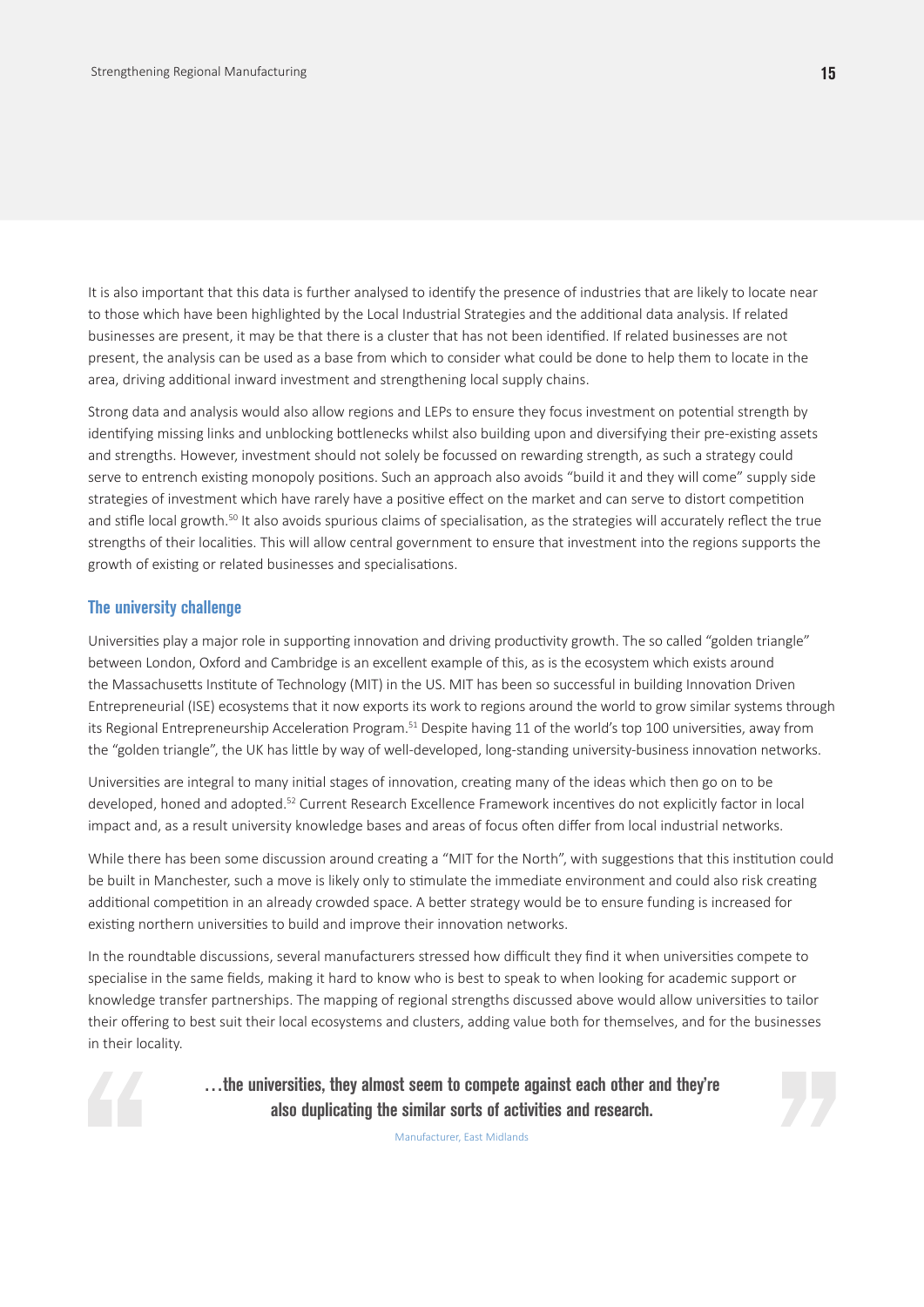It is also important that this data is further analysed to identify the presence of industries that are likely to locate near to those which have been highlighted by the Local Industrial Strategies and the additional data analysis. If related businesses are present, it may be that there is a cluster that has not been identified. If related businesses are not present, the analysis can be used as a base from which to consider what could be done to help them to locate in the area, driving additional inward investment and strengthening local supply chains.

Strong data and analysis would also allow regions and LEPs to ensure they focus investment on potential strength by identifying missing links and unblocking bottlenecks whilst also building upon and diversifying their pre-existing assets and strengths. However, investment should not solely be focussed on rewarding strength, as such a strategy could serve to entrench existing monopoly positions. Such an approach also avoids "build it and they will come" supply side strategies of investment which have rarely have a positive effect on the market and can serve to distort competition and stifle local growth.[50] It also avoids spurious claims of specialisation, as the strategies will accurately reflect the true strengths of their localities. This will allow central government to ensure that investment into the regions supports the growth of existing or related businesses and specialisations.

### The university challenge

Universities play a major role in supporting innovation and driving productivity growth. The so called "golden triangle" between London, Oxford and Cambridge is an excellent example of this, as is the ecosystem which exists around the Massachusetts Institute of Technology (MIT) in the US. MIT has been so successful in building Innovation Driven Entrepreneurial (ISE) ecosystems that it now exports its work to regions around the world to grow similar systems through its Regional Entrepreneurship Acceleration Program.[51] Despite having 11 of the world's top 100 universities, away from the "golden triangle", the UK has little by way of well-developed, long-standing university-business innovation networks.

Universities are integral to many initial stages of innovation, creating many of the ideas which then go on to be developed, honed and adopted.[52] Current Research Excellence Framework incentives do not explicitly factor in local impact and, as a result university knowledge bases and areas of focus often differ from local industrial networks.

While there has been some discussion around creating a "MIT for the North", with suggestions that this institution could be built in Manchester, such a move is likely only to stimulate the immediate environment and could also risk creating additional competition in an already crowded space. A better strategy would be to ensure funding is increased for existing northern universities to build and improve their innovation networks.

In the roundtable discussions, several manufacturers stressed how difficult they find it when universities compete to specialise in the same fields, making it hard to know who is best to speak to when looking for academic support or knowledge transfer partnerships. The mapping of regional strengths discussed above would allow universities to tailor their offering to best suit their local ecosystems and clusters, adding value both for themselves, and for the businesses in their locality.

> **…the universities, they almost seem to compete against each other and they're also duplicating the similar sorts of activities and research.**
>
> Manufacturer, East Midlands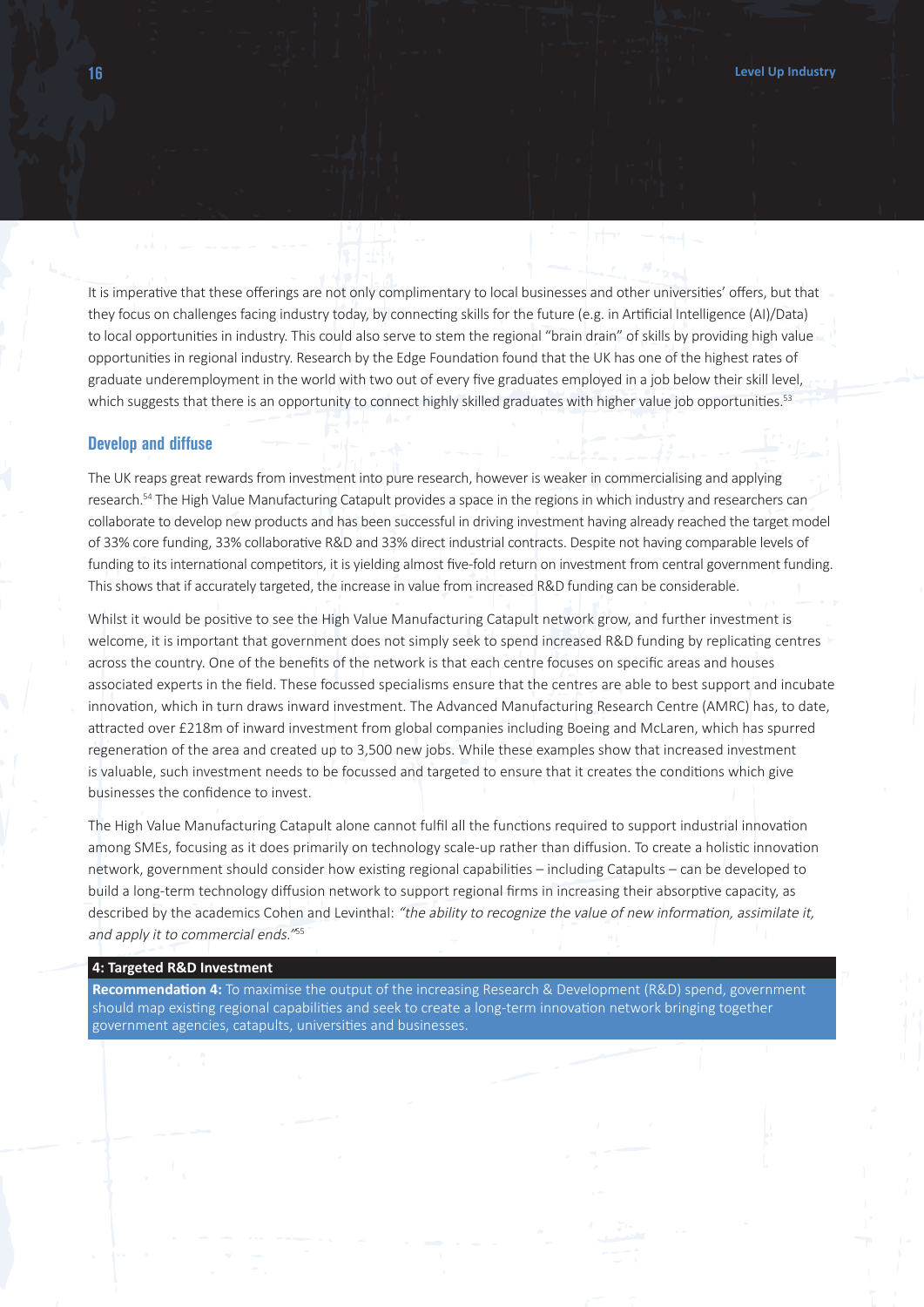It is imperative that these offerings are not only complimentary to local businesses and other universities' offers, but that they focus on challenges facing industry today, by connecting skills for the future (e.g. in Artificial Intelligence (AI)/Data) to local opportunities in industry. This could also serve to stem the regional "brain drain" of skills by providing high value opportunities in regional industry. Research by the Edge Foundation found that the UK has one of the highest rates of graduate underemployment in the world with two out of every five graduates employed in a job below their skill level, which suggests that there is an opportunity to connect highly skilled graduates with higher value job opportunities.[53]

## Develop and diffuse

The UK reaps great rewards from investment into pure research, however is weaker in commercialising and applying research.[54] The High Value Manufacturing Catapult provides a space in the regions in which industry and researchers can collaborate to develop new products and has been successful in driving investment having already reached the target model of 33% core funding, 33% collaborative R&D and 33% direct industrial contracts. Despite not having comparable levels of funding to its international competitors, it is yielding almost five-fold return on investment from central government funding. This shows that if accurately targeted, the increase in value from increased R&D funding can be considerable.

Whilst it would be positive to see the High Value Manufacturing Catapult network grow, and further investment is welcome, it is important that government does not simply seek to spend increased R&D funding by replicating centres across the country. One of the benefits of the network is that each centre focuses on specific areas and houses associated experts in the field. These focussed specialisms ensure that the centres are able to best support and incubate innovation, which in turn draws inward investment. The Advanced Manufacturing Research Centre (AMRC) has, to date, attracted over £218m of inward investment from global companies including Boeing and McLaren, which has spurred regeneration of the area and created up to 3,500 new jobs. While these examples show that increased investment is valuable, such investment needs to be focussed and targeted to ensure that it creates the conditions which give businesses the confidence to invest.

The High Value Manufacturing Catapult alone cannot fulfil all the functions required to support industrial innovation among SMEs, focusing as it does primarily on technology scale-up rather than diffusion. To create a holistic innovation network, government should consider how existing regional capabilities – including Catapults – can be developed to build a long-term technology diffusion network to support regional firms in increasing their absorptive capacity, as described by the academics Cohen and Levinthal: *"the ability to recognize the value of new information, assimilate it, and apply it to commercial ends."*[55]

**4: Targeted R&D Investment**

**Recommendation 4:** To maximise the output of the increasing Research & Development (R&D) spend, government should map existing regional capabilities and seek to create a long-term innovation network bringing together government agencies, catapults, universities and businesses.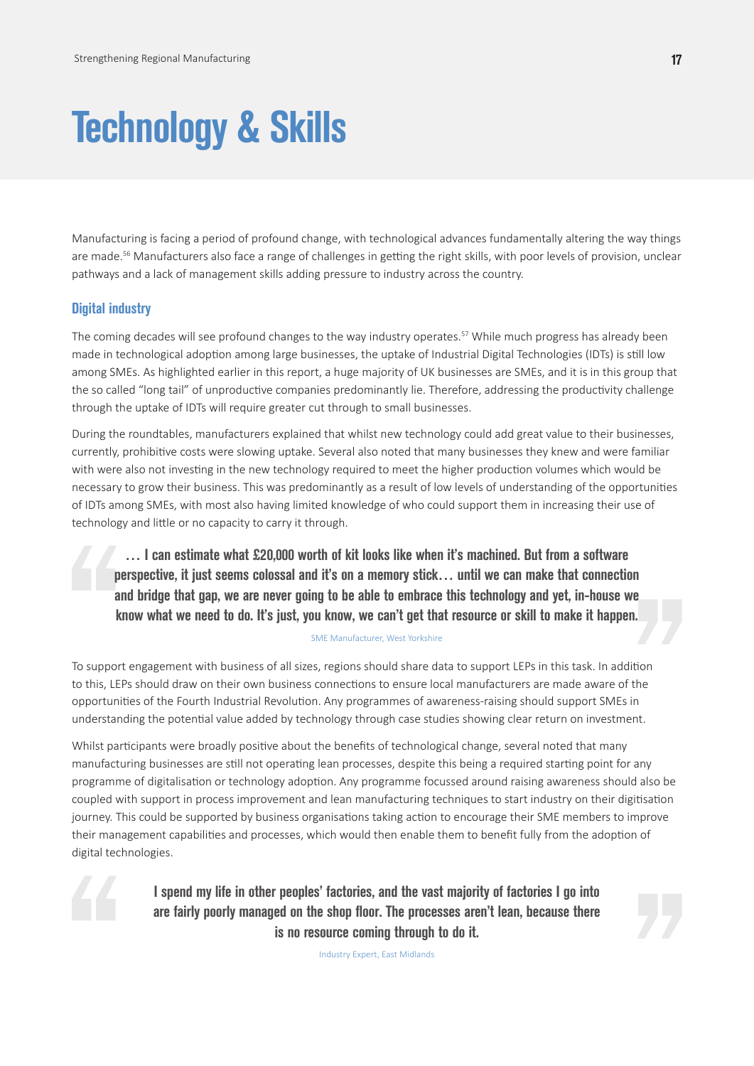# Technology & Skills

Manufacturing is facing a period of profound change, with technological advances fundamentally altering the way things are made.[56] Manufacturers also face a range of challenges in getting the right skills, with poor levels of provision, unclear pathways and a lack of management skills adding pressure to industry across the country.

## Digital industry

The coming decades will see profound changes to the way industry operates.[57] While much progress has already been made in technological adoption among large businesses, the uptake of Industrial Digital Technologies (IDTs) is still low among SMEs. As highlighted earlier in this report, a huge majority of UK businesses are SMEs, and it is in this group that the so called "long tail" of unproductive companies predominantly lie. Therefore, addressing the productivity challenge through the uptake of IDTs will require greater cut through to small businesses.

During the roundtables, manufacturers explained that whilst new technology could add great value to their businesses, currently, prohibitive costs were slowing uptake. Several also noted that many businesses they knew and were familiar with were also not investing in the new technology required to meet the higher production volumes which would be necessary to grow their business. This was predominantly as a result of low levels of understanding of the opportunities of IDTs among SMEs, with most also having limited knowledge of who could support them in increasing their use of technology and little or no capacity to carry it through.

> **… I can estimate what £20,000 worth of kit looks like when it's machined. But from a software perspective, it just seems colossal and it's on a memory stick… until we can make that connection and bridge that gap, we are never going to be able to embrace this technology and yet, in-house we know what we need to do. It's just, you know, we can't get that resource or skill to make it happen.**
>
> SME Manufacturer, West Yorkshire

To support engagement with business of all sizes, regions should share data to support LEPs in this task. In addition to this, LEPs should draw on their own business connections to ensure local manufacturers are made aware of the opportunities of the Fourth Industrial Revolution. Any programmes of awareness-raising should support SMEs in understanding the potential value added by technology through case studies showing clear return on investment.

Whilst participants were broadly positive about the benefits of technological change, several noted that many manufacturing businesses are still not operating lean processes, despite this being a required starting point for any programme of digitalisation or technology adoption. Any programme focussed around raising awareness should also be coupled with support in process improvement and lean manufacturing techniques to start industry on their digitisation journey. This could be supported by business organisations taking action to encourage their SME members to improve their management capabilities and processes, which would then enable them to benefit fully from the adoption of digital technologies.

> **I spend my life in other peoples' factories, and the vast majority of factories I go into are fairly poorly managed on the shop floor. The processes aren't lean, because there is no resource coming through to do it.**
>
> Industry Expert, East Midlands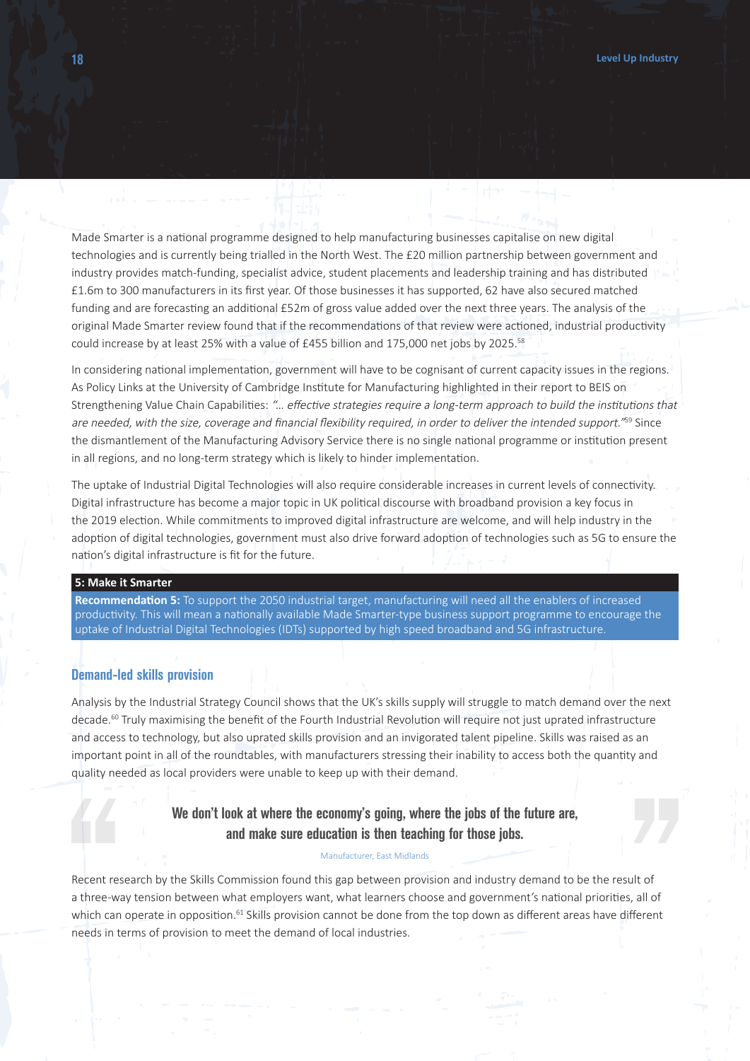Made Smarter is a national programme designed to help manufacturing businesses capitalise on new digital technologies and is currently being trialled in the North West. The £20 million partnership between government and industry provides match-funding, specialist advice, student placements and leadership training and has distributed £1.6m to 300 manufacturers in its first year. Of those businesses it has supported, 62 have also secured matched funding and are forecasting an additional £52m of gross value added over the next three years. The analysis of the original Made Smarter review found that if the recommendations of that review were actioned, industrial productivity could increase by at least 25% with a value of £455 billion and 175,000 net jobs by 2025.[58]

In considering national implementation, government will have to be cognisant of current capacity issues in the regions. As Policy Links at the University of Cambridge Institute for Manufacturing highlighted in their report to BEIS on Strengthening Value Chain Capabilities: *"... effective strategies require a long-term approach to build the institutions that are needed, with the size, coverage and financial flexibility required, in order to deliver the intended support."*[59] Since the dismantlement of the Manufacturing Advisory Service there is no single national programme or institution present in all regions, and no long-term strategy which is likely to hinder implementation.

The uptake of Industrial Digital Technologies will also require considerable increases in current levels of connectivity. Digital infrastructure has become a major topic in UK political discourse with broadband provision a key focus in the 2019 election. While commitments to improved digital infrastructure are welcome, and will help industry in the adoption of digital technologies, government must also drive forward adoption of technologies such as 5G to ensure the nation's digital infrastructure is fit for the future.

**5: Make it Smarter**

**Recommendation 5:** To support the 2050 industrial target, manufacturing will need all the enablers of increased productivity. This will mean a nationally available Made Smarter-type business support programme to encourage the uptake of Industrial Digital Technologies (IDTs) supported by high speed broadband and 5G infrastructure.

## Demand-led skills provision

Analysis by the Industrial Strategy Council shows that the UK's skills supply will struggle to match demand over the next decade.[60] Truly maximising the benefit of the Fourth Industrial Revolution will require not just uprated infrastructure and access to technology, but also uprated skills provision and an invigorated talent pipeline. Skills was raised as an important point in all of the roundtables, with manufacturers stressing their inability to access both the quantity and quality needed as local providers were unable to keep up with their demand.

> **We don't look at where the economy's going, where the jobs of the future are, and make sure education is then teaching for those jobs.**
>
> Manufacturer, East Midlands

Recent research by the Skills Commission found this gap between provision and industry demand to be the result of a three-way tension between what employers want, what learners choose and government's national priorities, all of which can operate in opposition.[61] Skills provision cannot be done from the top down as different areas have different needs in terms of provision to meet the demand of local industries.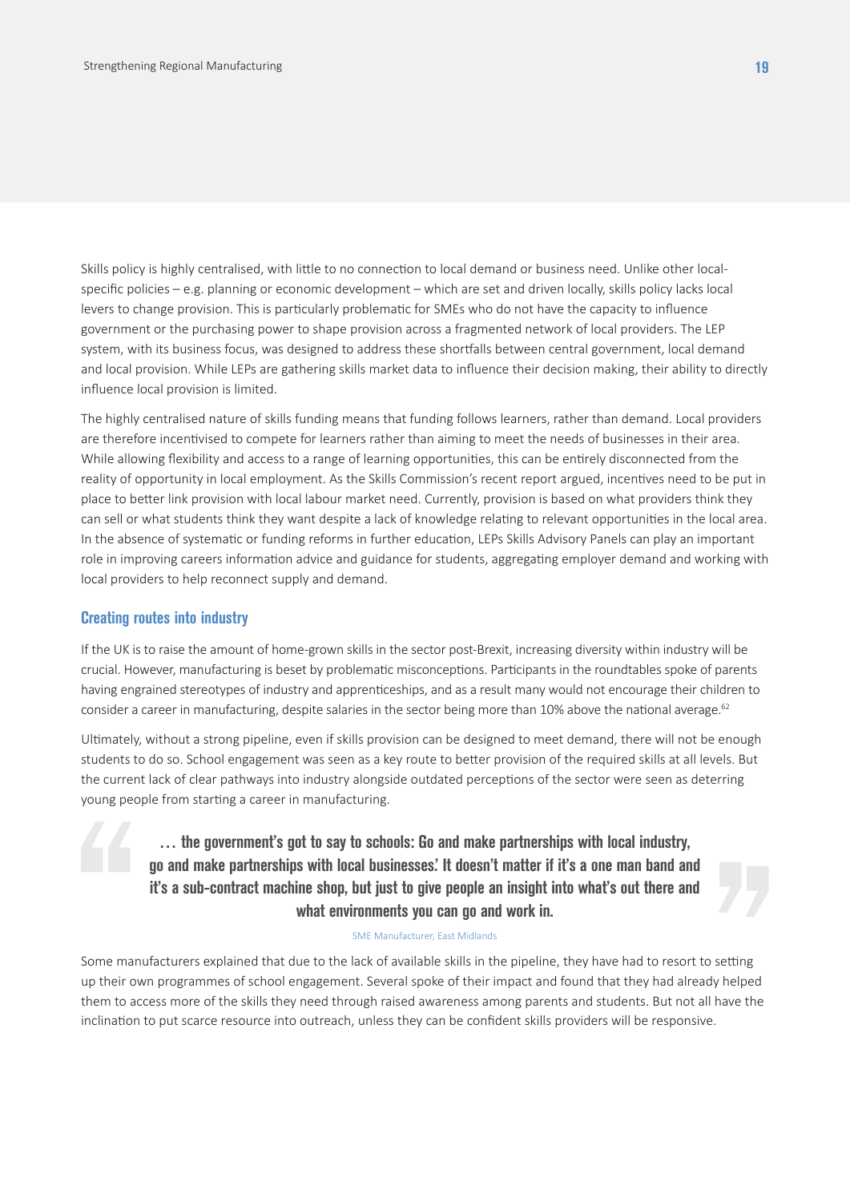Skills policy is highly centralised, with little to no connection to local demand or business need. Unlike other local-specific policies – e.g. planning or economic development – which are set and driven locally, skills policy lacks local levers to change provision. This is particularly problematic for SMEs who do not have the capacity to influence government or the purchasing power to shape provision across a fragmented network of local providers. The LEP system, with its business focus, was designed to address these shortfalls between central government, local demand and local provision. While LEPs are gathering skills market data to influence their decision making, their ability to directly influence local provision is limited.

The highly centralised nature of skills funding means that funding follows learners, rather than demand. Local providers are therefore incentivised to compete for learners rather than aiming to meet the needs of businesses in their area. While allowing flexibility and access to a range of learning opportunities, this can be entirely disconnected from the reality of opportunity in local employment. As the Skills Commission's recent report argued, incentives need to be put in place to better link provision with local labour market need. Currently, provision is based on what providers think they can sell or what students think they want despite a lack of knowledge relating to relevant opportunities in the local area. In the absence of systematic or funding reforms in further education, LEPs Skills Advisory Panels can play an important role in improving careers information advice and guidance for students, aggregating employer demand and working with local providers to help reconnect supply and demand.

### Creating routes into industry

If the UK is to raise the amount of home-grown skills in the sector post-Brexit, increasing diversity within industry will be crucial. However, manufacturing is beset by problematic misconceptions. Participants in the roundtables spoke of parents having engrained stereotypes of industry and apprenticeships, and as a result many would not encourage their children to consider a career in manufacturing, despite salaries in the sector being more than 10% above the national average.[62]

Ultimately, without a strong pipeline, even if skills provision can be designed to meet demand, there will not be enough students to do so. School engagement was seen as a key route to better provision of the required skills at all levels. But the current lack of clear pathways into industry alongside outdated perceptions of the sector were seen as deterring young people from starting a career in manufacturing.

> **… the government's got to say to schools: Go and make partnerships with local industry, go and make partnerships with local businesses.' It doesn't matter if it's a one man band and it's a sub-contract machine shop, but just to give people an insight into what's out there and what environments you can go and work in.**
>
> SME Manufacturer, East Midlands

Some manufacturers explained that due to the lack of available skills in the pipeline, they have had to resort to setting up their own programmes of school engagement. Several spoke of their impact and found that they had already helped them to access more of the skills they need through raised awareness among parents and students. But not all have the inclination to put scarce resource into outreach, unless they can be confident skills providers will be responsive.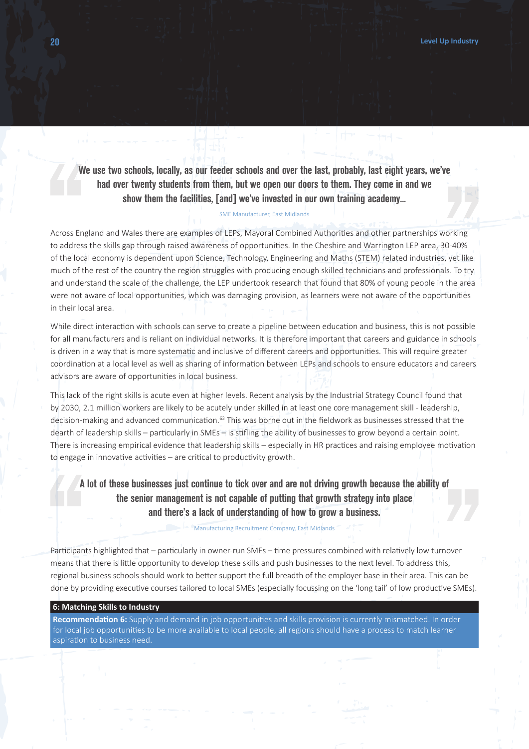> **We use two schools, locally, as our feeder schools and over the last, probably, last eight years, we've had over twenty students from them, but we open our doors to them. They come in and we show them the facilities, [and] we've invested in our own training academy…**
>
> SME Manufacturer, East Midlands

Across England and Wales there are examples of LEPs, Mayoral Combined Authorities and other partnerships working to address the skills gap through raised awareness of opportunities. In the Cheshire and Warrington LEP area, 30-40% of the local economy is dependent upon Science, Technology, Engineering and Maths (STEM) related industries, yet like much of the rest of the country the region struggles with producing enough skilled technicians and professionals. To try and understand the scale of the challenge, the LEP undertook research that found that 80% of young people in the area were not aware of local opportunities, which was damaging provision, as learners were not aware of the opportunities in their local area.

While direct interaction with schools can serve to create a pipeline between education and business, this is not possible for all manufacturers and is reliant on individual networks. It is therefore important that careers and guidance in schools is driven in a way that is more systematic and inclusive of different careers and opportunities. This will require greater coordination at a local level as well as sharing of information between LEPs and schools to ensure educators and careers advisors are aware of opportunities in local business.

This lack of the right skills is acute even at higher levels. Recent analysis by the Industrial Strategy Council found that by 2030, 2.1 million workers are likely to be acutely under skilled in at least one core management skill - leadership, decision-making and advanced communication.[63] This was borne out in the fieldwork as businesses stressed that the dearth of leadership skills – particularly in SMEs – is stifling the ability of businesses to grow beyond a certain point. There is increasing empirical evidence that leadership skills – especially in HR practices and raising employee motivation to engage in innovative activities – are critical to productivity growth.

> **A lot of these businesses just continue to tick over and are not driving growth because the ability of the senior management is not capable of putting that growth strategy into place and there's a lack of understanding of how to grow a business.**
>
> Manufacturing Recruitment Company, East Midlands

Participants highlighted that – particularly in owner-run SMEs – time pressures combined with relatively low turnover means that there is little opportunity to develop these skills and push businesses to the next level. To address this, regional business schools should work to better support the full breadth of the employer base in their area. This can be done by providing executive courses tailored to local SMEs (especially focussing on the 'long tail' of low productive SMEs).

**6: Matching Skills to Industry**

**Recommendation 6:** Supply and demand in job opportunities and skills provision is currently mismatched. In order for local job opportunities to be more available to local people, all regions should have a process to match learner aspiration to business need.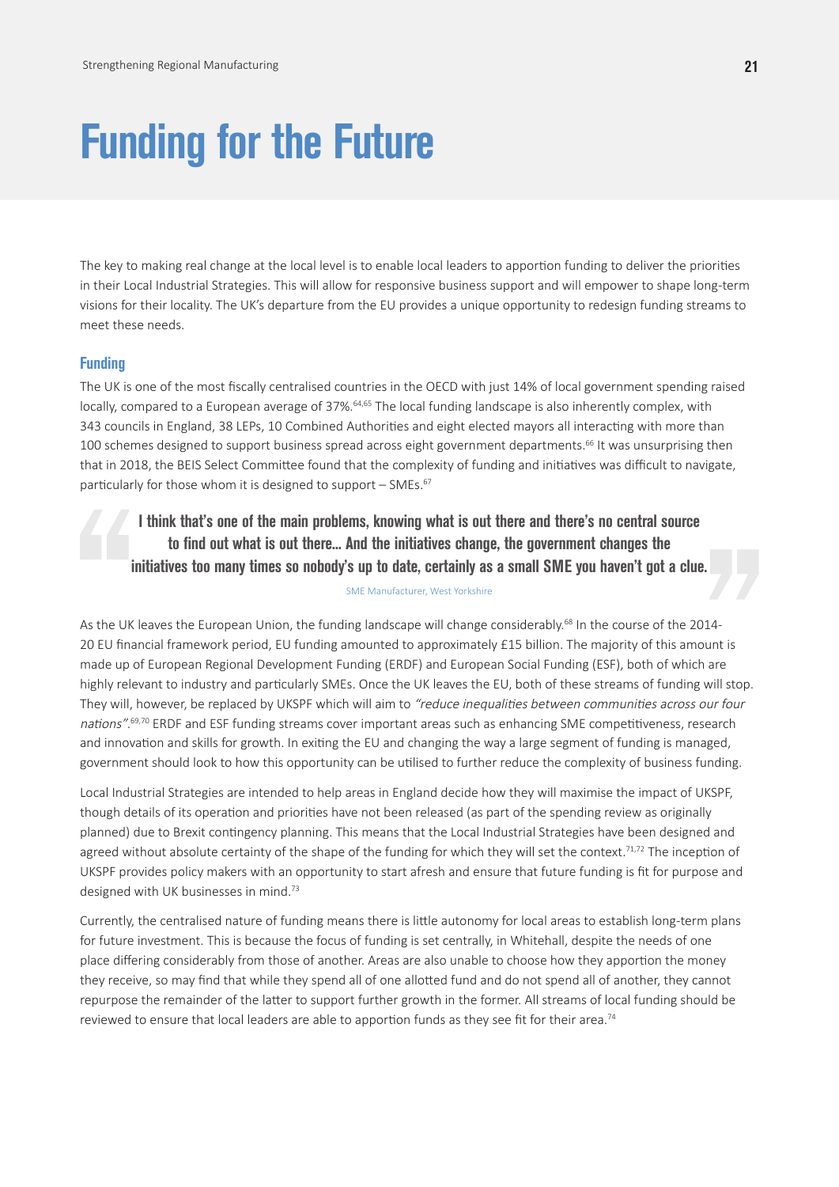# Funding for the Future

The key to making real change at the local level is to enable local leaders to apportion funding to deliver the priorities in their Local Industrial Strategies. This will allow for responsive business support and will empower to shape long-term visions for their locality. The UK's departure from the EU provides a unique opportunity to redesign funding streams to meet these needs.

## Funding

The UK is one of the most fiscally centralised countries in the OECD with just 14% of local government spending raised locally, compared to a European average of 37%.[64,65] The local funding landscape is also inherently complex, with 343 councils in England, 38 LEPs, 10 Combined Authorities and eight elected mayors all interacting with more than 100 schemes designed to support business spread across eight government departments.[66] It was unsurprising then that in 2018, the BEIS Select Committee found that the complexity of funding and initiatives was difficult to navigate, particularly for those whom it is designed to support – SMEs.[67]

> **I think that's one of the main problems, knowing what is out there and there's no central source to find out what is out there... And the initiatives change, the government changes the initiatives too many times so nobody's up to date, certainly as a small SME you haven't got a clue.**
>
> SME Manufacturer, West Yorkshire

As the UK leaves the European Union, the funding landscape will change considerably.[68] In the course of the 2014-20 EU financial framework period, EU funding amounted to approximately £15 billion. The majority of this amount is made up of European Regional Development Funding (ERDF) and European Social Funding (ESF), both of which are highly relevant to industry and particularly SMEs. Once the UK leaves the EU, both of these streams of funding will stop. They will, however, be replaced by UKSPF which will aim to *"reduce inequalities between communities across our four nations"*.[69,70] ERDF and ESF funding streams cover important areas such as enhancing SME competitiveness, research and innovation and skills for growth. In exiting the EU and changing the way a large segment of funding is managed, government should look to how this opportunity can be utilised to further reduce the complexity of business funding.

Local Industrial Strategies are intended to help areas in England decide how they will maximise the impact of UKSPF, though details of its operation and priorities have not been released (as part of the spending review as originally planned) due to Brexit contingency planning. This means that the Local Industrial Strategies have been designed and agreed without absolute certainty of the shape of the funding for which they will set the context.[71,72] The inception of UKSPF provides policy makers with an opportunity to start afresh and ensure that future funding is fit for purpose and designed with UK businesses in mind.[73]

Currently, the centralised nature of funding means there is little autonomy for local areas to establish long-term plans for future investment. This is because the focus of funding is set centrally, in Whitehall, despite the needs of one place differing considerably from those of another. Areas are also unable to choose how they apportion the money they receive, so may find that while they spend all of one allotted fund and do not spend all of another, they cannot repurpose the remainder of the latter to support further growth in the former. All streams of local funding should be reviewed to ensure that local leaders are able to apportion funds as they see fit for their area.[74]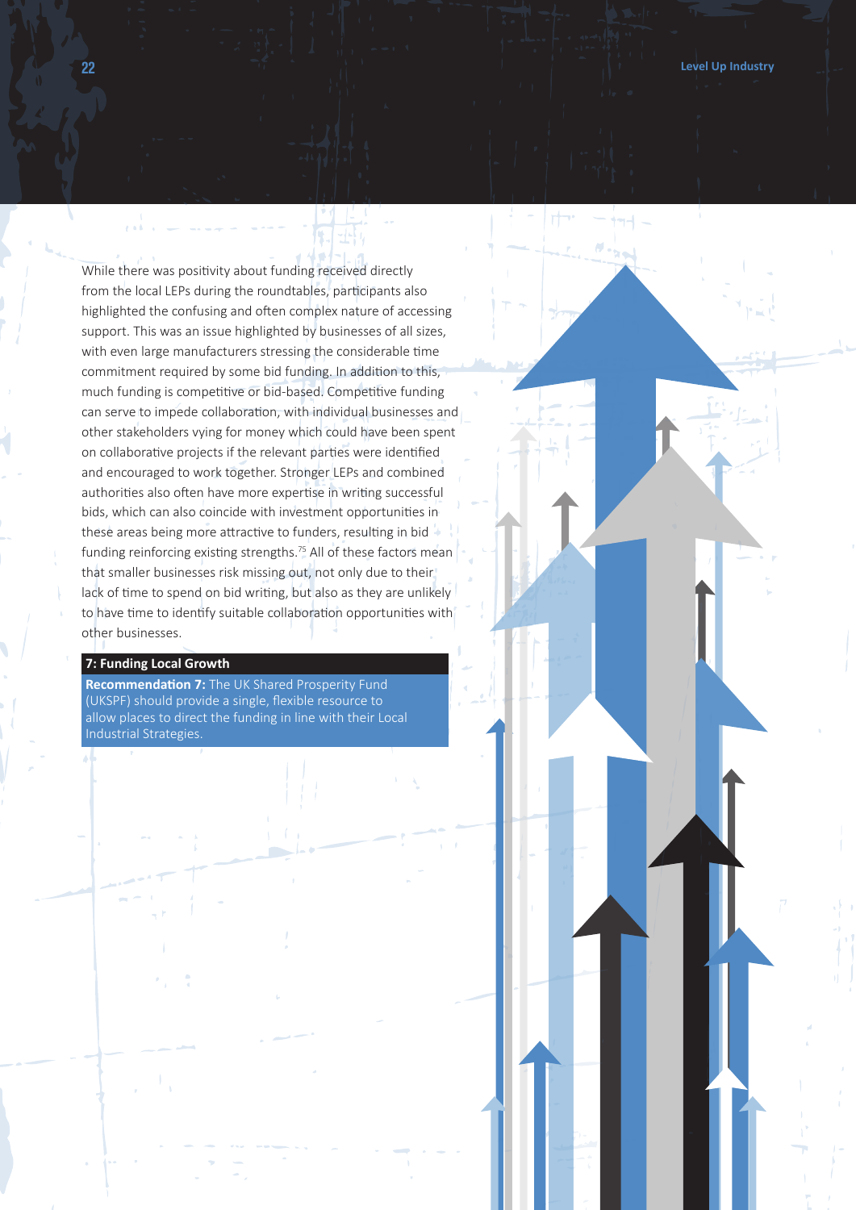While there was positivity about funding received directly from the local LEPs during the roundtables, participants also highlighted the confusing and often complex nature of accessing support. This was an issue highlighted by businesses of all sizes, with even large manufacturers stressing the considerable time commitment required by some bid funding. In addition to this, much funding is competitive or bid-based. Competitive funding can serve to impede collaboration, with individual businesses and other stakeholders vying for money which could have been spent on collaborative projects if the relevant parties were identified and encouraged to work together. Stronger LEPs and combined authorities also often have more expertise in writing successful bids, which can also coincide with investment opportunities in these areas being more attractive to funders, resulting in bid funding reinforcing existing strengths.[75] All of these factors mean that smaller businesses risk missing out, not only due to their lack of time to spend on bid writing, but also as they are unlikely to have time to identify suitable collaboration opportunities with other businesses.

**7: Funding Local Growth**

**Recommendation 7:** The UK Shared Prosperity Fund (UKSPF) should provide a single, flexible resource to allow places to direct the funding in line with their Local Industrial Strategies.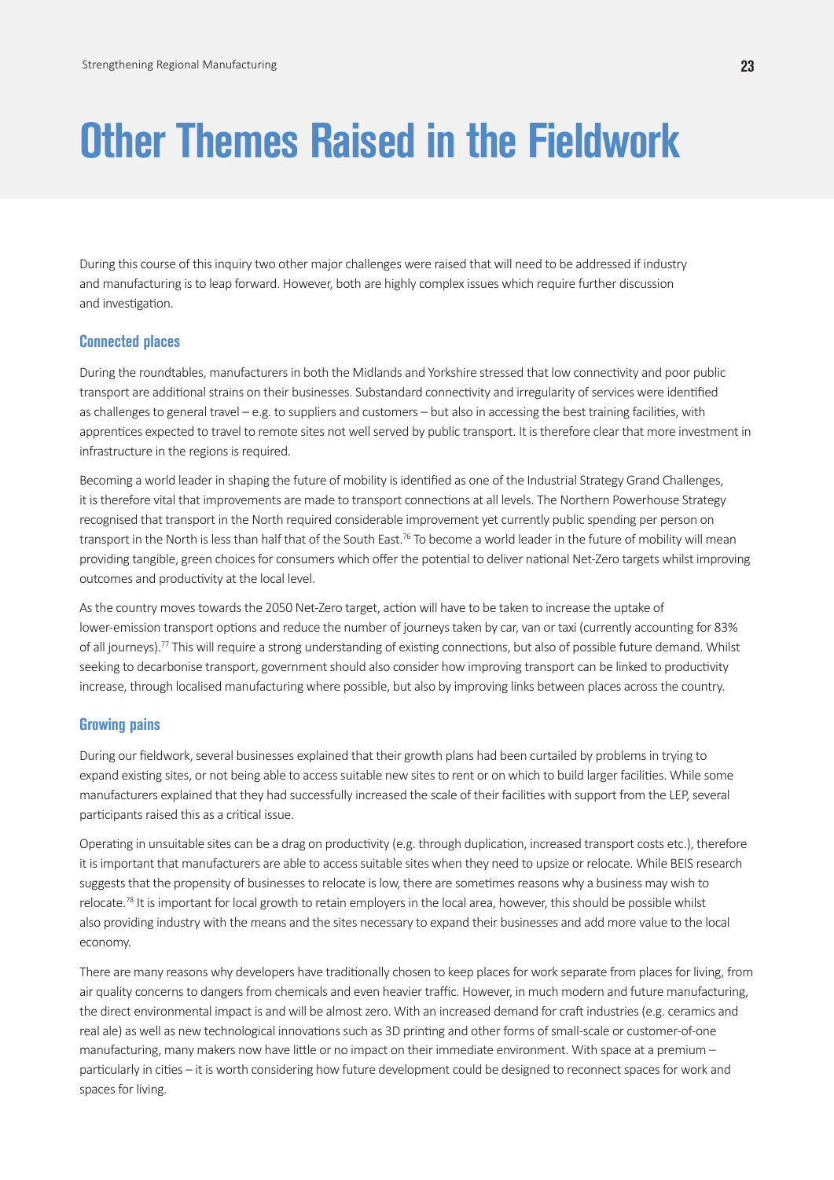# Other Themes Raised in the Fieldwork

During this course of this inquiry two other major challenges were raised that will need to be addressed if industry and manufacturing is to leap forward. However, both are highly complex issues which require further discussion and investigation.

## Connected places

During the roundtables, manufacturers in both the Midlands and Yorkshire stressed that low connectivity and poor public transport are additional strains on their businesses. Substandard connectivity and irregularity of services were identified as challenges to general travel – e.g. to suppliers and customers – but also in accessing the best training facilities, with apprentices expected to travel to remote sites not well served by public transport. It is therefore clear that more investment in infrastructure in the regions is required.

Becoming a world leader in shaping the future of mobility is identified as one of the Industrial Strategy Grand Challenges, it is therefore vital that improvements are made to transport connections at all levels. The Northern Powerhouse Strategy recognised that transport in the North required considerable improvement yet currently public spending per person on transport in the North is less than half that of the South East.[76] To become a world leader in the future of mobility will mean providing tangible, green choices for consumers which offer the potential to deliver national Net-Zero targets whilst improving outcomes and productivity at the local level.

As the country moves towards the 2050 Net-Zero target, action will have to be taken to increase the uptake of lower-emission transport options and reduce the number of journeys taken by car, van or taxi (currently accounting for 83% of all journeys).[77] This will require a strong understanding of existing connections, but also of possible future demand. Whilst seeking to decarbonise transport, government should also consider how improving transport can be linked to productivity increase, through localised manufacturing where possible, but also by improving links between places across the country.

## Growing pains

During our fieldwork, several businesses explained that their growth plans had been curtailed by problems in trying to expand existing sites, or not being able to access suitable new sites to rent or on which to build larger facilities. While some manufacturers explained that they had successfully increased the scale of their facilities with support from the LEP, several participants raised this as a critical issue.

Operating in unsuitable sites can be a drag on productivity (e.g. through duplication, increased transport costs etc.), therefore it is important that manufacturers are able to access suitable sites when they need to upsize or relocate. While BEIS research suggests that the propensity of businesses to relocate is low, there are sometimes reasons why a business may wish to relocate.[78] It is important for local growth to retain employers in the local area, however, this should be possible whilst also providing industry with the means and the sites necessary to expand their businesses and add more value to the local economy.

There are many reasons why developers have traditionally chosen to keep places for work separate from places for living, from air quality concerns to dangers from chemicals and even heavier traffic. However, in much modern and future manufacturing, the direct environmental impact is and will be almost zero. With an increased demand for craft industries (e.g. ceramics and real ale) as well as new technological innovations such as 3D printing and other forms of small-scale or customer-of-one manufacturing, many makers now have little or no impact on their immediate environment. With space at a premium – particularly in cities – it is worth considering how future development could be designed to reconnect spaces for work and spaces for living.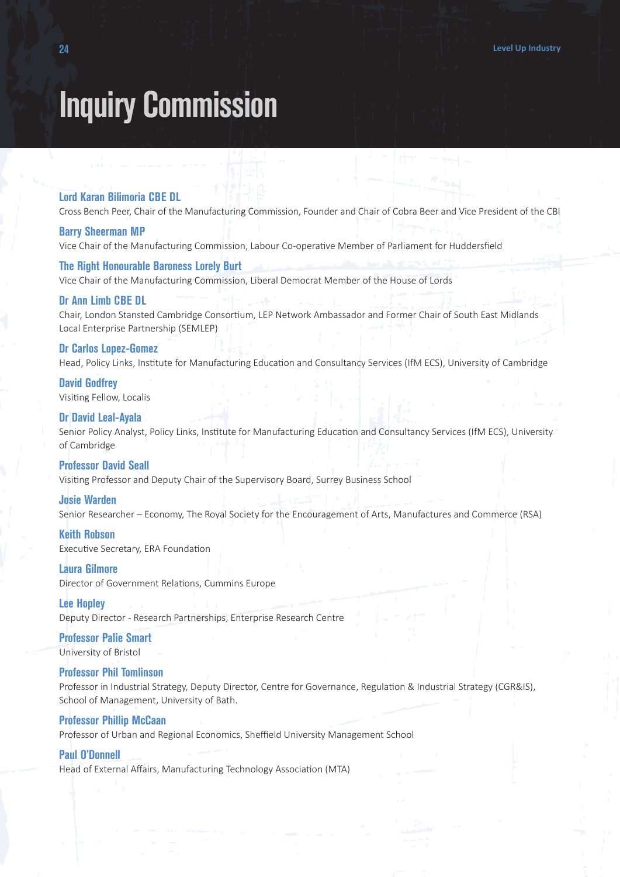# Inquiry Commission

**Lord Karan Bilimoria CBE DL**
Cross Bench Peer, Chair of the Manufacturing Commission, Founder and Chair of Cobra Beer and Vice President of the CBI

**Barry Sheerman MP**
Vice Chair of the Manufacturing Commission, Labour Co-operative Member of Parliament for Huddersfield

**The Right Honourable Baroness Lorely Burt**
Vice Chair of the Manufacturing Commission, Liberal Democrat Member of the House of Lords

**Dr Ann Limb CBE DL**
Chair, London Stansted Cambridge Consortium, LEP Network Ambassador and Former Chair of South East Midlands Local Enterprise Partnership (SEMLEP)

**Dr Carlos Lopez-Gomez**
Head, Policy Links, Institute for Manufacturing Education and Consultancy Services (IfM ECS), University of Cambridge

**David Godfrey**
Visiting Fellow, Localis

**Dr David Leal-Ayala**
Senior Policy Analyst, Policy Links, Institute for Manufacturing Education and Consultancy Services (IfM ECS), University of Cambridge

**Professor David Seall**
Visiting Professor and Deputy Chair of the Supervisory Board, Surrey Business School

**Josie Warden**
Senior Researcher – Economy, The Royal Society for the Encouragement of Arts, Manufactures and Commerce (RSA)

**Keith Robson**
Executive Secretary, ERA Foundation

**Laura Gilmore**
Director of Government Relations, Cummins Europe

**Lee Hopley**
Deputy Director - Research Partnerships, Enterprise Research Centre

**Professor Palie Smart**
University of Bristol

**Professor Phil Tomlinson**
Professor in Industrial Strategy, Deputy Director, Centre for Governance, Regulation & Industrial Strategy (CGR&IS), School of Management, University of Bath.

**Professor Phillip McCaan**
Professor of Urban and Regional Economics, Sheffield University Management School

**Paul O'Donnell**
Head of External Affairs, Manufacturing Technology Association (MTA)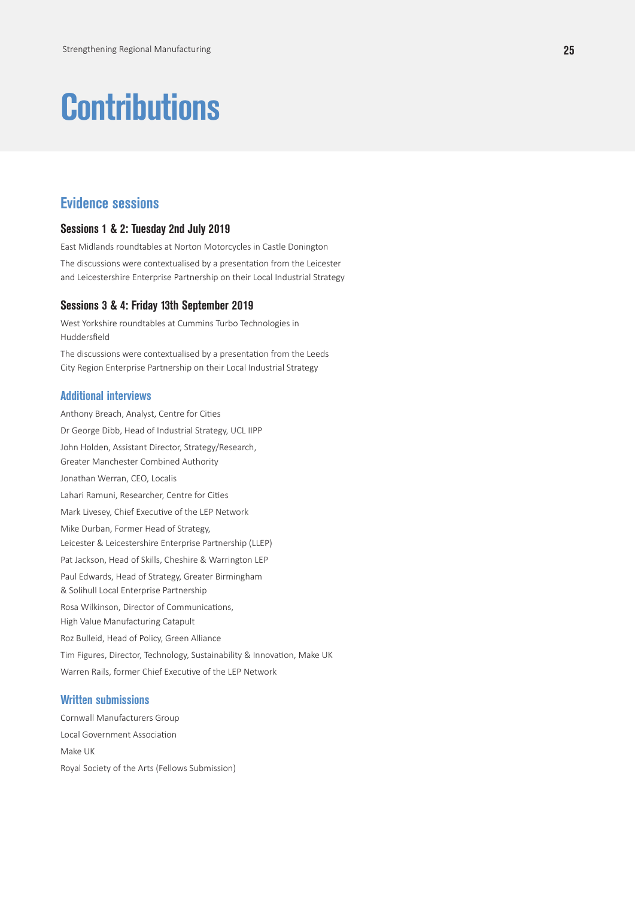# Contributions

## Evidence sessions

### Sessions 1 & 2: Tuesday 2nd July 2019

East Midlands roundtables at Norton Motorcycles in Castle Donington

The discussions were contextualised by a presentation from the Leicester and Leicestershire Enterprise Partnership on their Local Industrial Strategy

### Sessions 3 & 4: Friday 13th September 2019

West Yorkshire roundtables at Cummins Turbo Technologies in Huddersfield

The discussions were contextualised by a presentation from the Leeds City Region Enterprise Partnership on their Local Industrial Strategy

## Additional interviews

Anthony Breach, Analyst, Centre for Cities

Dr George Dibb, Head of Industrial Strategy, UCL IIPP

John Holden, Assistant Director, Strategy/Research, Greater Manchester Combined Authority

Jonathan Werran, CEO, Localis

Lahari Ramuni, Researcher, Centre for Cities

Mark Livesey, Chief Executive of the LEP Network

Mike Durban, Former Head of Strategy, Leicester & Leicestershire Enterprise Partnership (LLEP)

Pat Jackson, Head of Skills, Cheshire & Warrington LEP

Paul Edwards, Head of Strategy, Greater Birmingham & Solihull Local Enterprise Partnership

Rosa Wilkinson, Director of Communications, High Value Manufacturing Catapult

Roz Bulleid, Head of Policy, Green Alliance

Tim Figures, Director, Technology, Sustainability & Innovation, Make UK

Warren Rails, former Chief Executive of the LEP Network

## Written submissions

Cornwall Manufacturers Group

Local Government Association

Make UK

Royal Society of the Arts (Fellows Submission)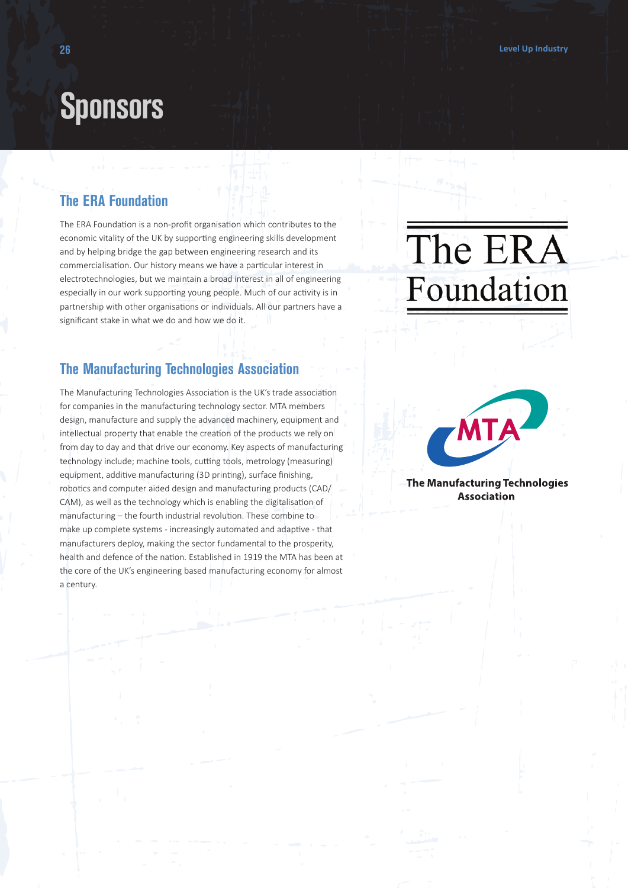# Sponsors

## The ERA Foundation

The ERA Foundation is a non-profit organisation which contributes to the economic vitality of the UK by supporting engineering skills development and by helping bridge the gap between engineering research and its commercialisation. Our history means we have a particular interest in electrotechnologies, but we maintain a broad interest in all of engineering especially in our work supporting young people. Much of our activity is in partnership with other organisations or individuals. All our partners have a significant stake in what we do and how we do it.

The ERA Foundation

## The Manufacturing Technologies Association

The Manufacturing Technologies Association is the UK's trade association for companies in the manufacturing technology sector. MTA members design, manufacture and supply the advanced machinery, equipment and intellectual property that enable the creation of the products we rely on from day to day and that drive our economy. Key aspects of manufacturing technology include; machine tools, cutting tools, metrology (measuring) equipment, additive manufacturing (3D printing), surface finishing, robotics and computer aided design and manufacturing products (CAD/CAM), as well as the technology which is enabling the digitalisation of manufacturing – the fourth industrial revolution. These combine to make up complete systems - increasingly automated and adaptive - that manufacturers deploy, making the sector fundamental to the prosperity, health and defence of the nation. Established in 1919 the MTA has been at the core of the UK's engineering based manufacturing economy for almost a century.

MTA

**The Manufacturing Technologies Association**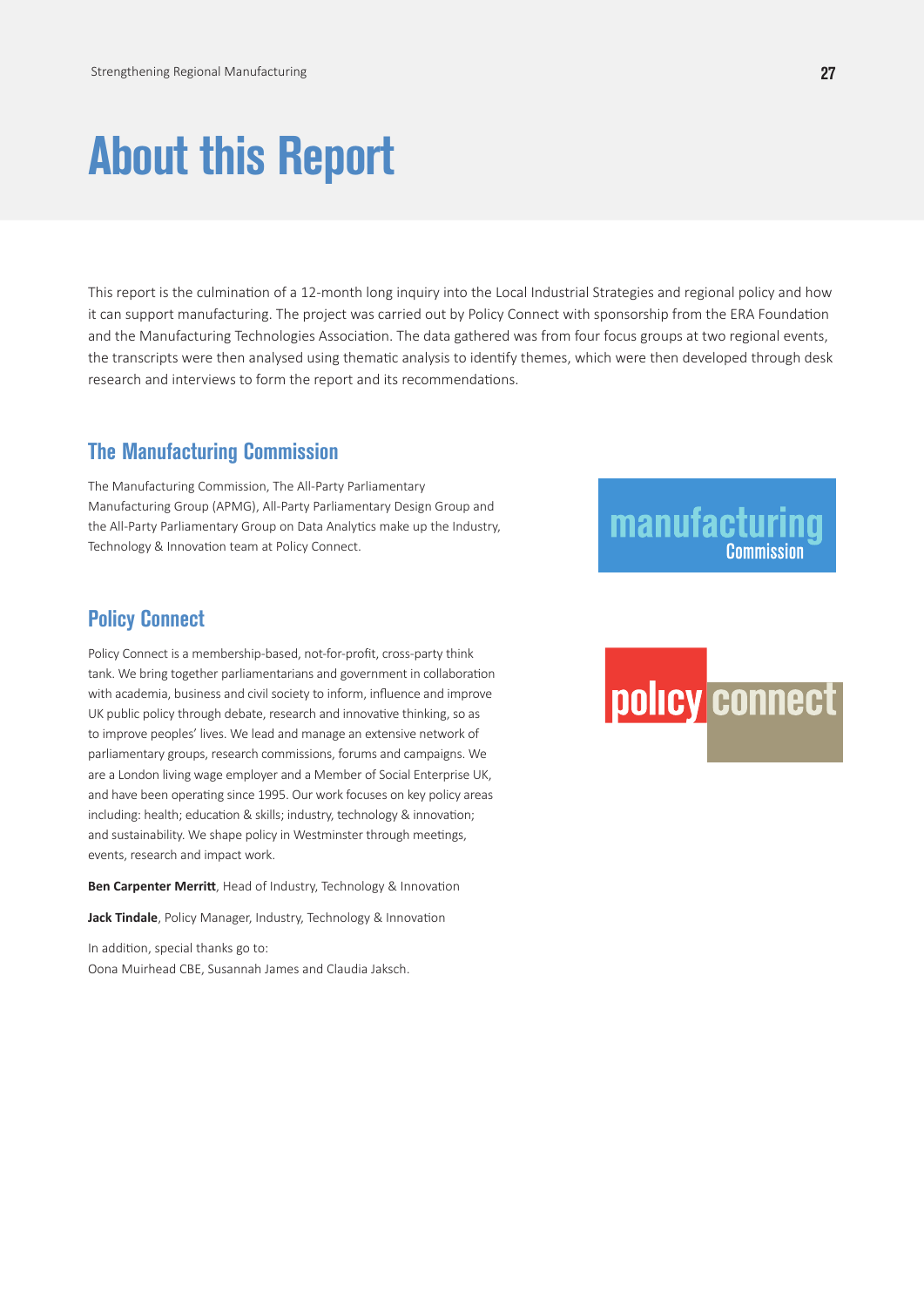# About this Report

This report is the culmination of a 12-month long inquiry into the Local Industrial Strategies and regional policy and how it can support manufacturing. The project was carried out by Policy Connect with sponsorship from the ERA Foundation and the Manufacturing Technologies Association. The data gathered was from four focus groups at two regional events, the transcripts were then analysed using thematic analysis to identify themes, which were then developed through desk research and interviews to form the report and its recommendations.

## The Manufacturing Commission

The Manufacturing Commission, The All-Party Parliamentary Manufacturing Group (APMG), All-Party Parliamentary Design Group and the All-Party Parliamentary Group on Data Analytics make up the Industry, Technology & Innovation team at Policy Connect.

## Policy Connect

Policy Connect is a membership-based, not-for-profit, cross-party think tank. We bring together parliamentarians and government in collaboration with academia, business and civil society to inform, influence and improve UK public policy through debate, research and innovative thinking, so as to improve peoples' lives. We lead and manage an extensive network of parliamentary groups, research commissions, forums and campaigns. We are a London living wage employer and a Member of Social Enterprise UK, and have been operating since 1995. Our work focuses on key policy areas including: health; education & skills; industry, technology & innovation; and sustainability. We shape policy in Westminster through meetings, events, research and impact work.

**Ben Carpenter Merritt**, Head of Industry, Technology & Innovation

**Jack Tindale**, Policy Manager, Industry, Technology & Innovation

In addition, special thanks go to:
Oona Muirhead CBE, Susannah James and Claudia Jaksch.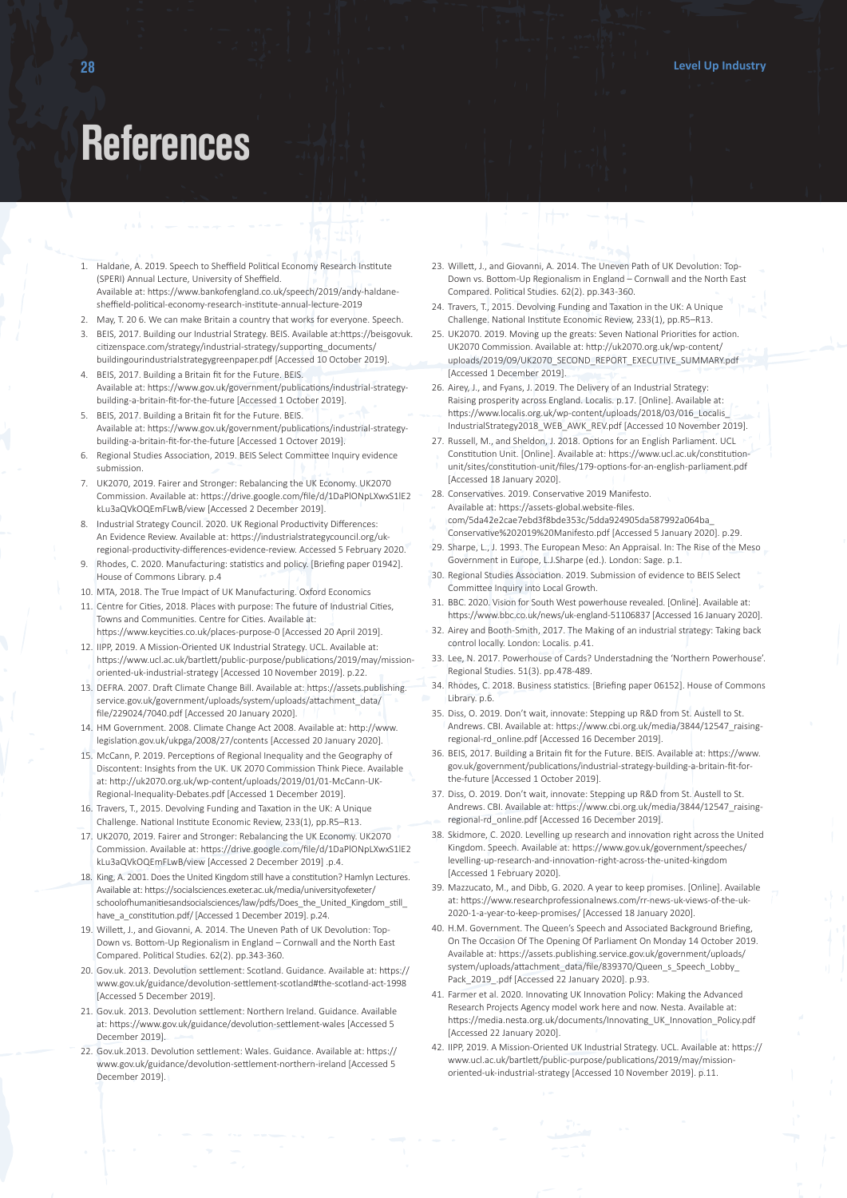# References

1. Haldane, A. 2019. Speech to Sheffield Political Economy Research Institute (SPERI) Annual Lecture, University of Sheffield. Available at: https://www.bankofengland.co.uk/speech/2019/andy-haldane-sheffield-political-economy-research-institute-annual-lecture-2019
2. May, T. 20 6. We can make Britain a country that works for everyone. Speech.
3. BEIS, 2017. Building our Industrial Strategy. BEIS. Available at:https://beisgovuk.citizenspace.com/strategy/industrial-strategy/supporting_documents/buildingourindustrialstrategygreenpaper.pdf [Accessed 10 October 2019].
4. BEIS, 2017. Building a Britain fit for the Future. BEIS. Available at: https://www.gov.uk/government/publications/industrial-strategy-building-a-britain-fit-for-the-future [Accessed 1 October 2019].
5. BEIS, 2017. Building a Britain fit for the Future. BEIS. Available at: https://www.gov.uk/government/publications/industrial-strategy-building-a-britain-fit-for-the-future [Accessed 1 Octover 2019].
6. Regional Studies Association, 2019. BEIS Select Committee Inquiry evidence submission.
7. UK2070, 2019. Fairer and Stronger: Rebalancing the UK Economy. UK2070 Commission. Available at: https://drive.google.com/file/d/1DaPlONpLXwxS1lE2kLu3aQVkOQEmFLwB/view [Accessed 2 December 2019].
8. Industrial Strategy Council. 2020. UK Regional Productivity Differences: An Evidence Review. Available at: https://industrialstrategycouncil.org/uk-regional-productivity-differences-evidence-review. Accessed 5 February 2020.
9. Rhodes, C. 2020. Manufacturing: statistics and policy. [Briefing paper 01942]. House of Commons Library. p.4
10. MTA, 2018. The True Impact of UK Manufacturing. Oxford Economics
11. Centre for Cities, 2018. Places with purpose: The future of Industrial Cities, Towns and Communities. Centre for Cities. Available at: https://www.keycities.co.uk/places-purpose-0 [Accessed 20 April 2019].
12. IIPP, 2019. A Mission-Oriented UK Industrial Strategy. UCL. Available at: https://www.ucl.ac.uk/bartlett/public-purpose/publications/2019/may/mission-oriented-uk-industrial-strategy [Accessed 10 November 2019]. p.22.
13. DEFRA. 2007. Draft Climate Change Bill. Available at: https://assets.publishing.service.gov.uk/government/uploads/system/uploads/attachment_data/file/229024/7040.pdf [Accessed 20 January 2020].
14. HM Government. 2008. Climate Change Act 2008. Available at: http://www.legislation.gov.uk/ukpga/2008/27/contents [Accessed 20 January 2020].
15. McCann, P. 2019. Perceptions of Regional Inequality and the Geography of Discontent: Insights from the UK. UK 2070 Commission Think Piece. Available at: http://uk2070.org.uk/wp-content/uploads/2019/01/01-McCann-UK-Regional-Inequality-Debates.pdf [Accessed 1 December 2019].
16. Travers, T., 2015. Devolving Funding and Taxation in the UK: A Unique Challenge. National Institute Economic Review, 233(1), pp.R5–R13.
17. UK2070, 2019. Fairer and Stronger: Rebalancing the UK Economy. UK2070 Commission. Available at: https://drive.google.com/file/d/1DaPlONpLXwxS1lE2kLu3aQVkOQEmFLwB/view [Accessed 2 December 2019] .p.4.
18. King, A. 2001. Does the United Kingdom still have a constitution? Hamlyn Lectures. Available at: https://socialsciences.exeter.ac.uk/media/universityofexeter/schoolofhumanitiesandsocialsciences/law/pdfs/Does_the_United_Kingdom_still_have_a_constitution.pdf/ [Accessed 1 December 2019]. p.24.
19. Willett, J., and Giovanni, A. 2014. The Uneven Path of UK Devolution: Top-Down vs. Bottom-Up Regionalism in England – Cornwall and the North East Compared. Political Studies. 62(2). pp.343-360.
20. Gov.uk. 2013. Devolution settlement: Scotland. Guidance. Available at: https://www.gov.uk/guidance/devolution-settlement-scotland#the-scotland-act-1998 [Accessed 5 December 2019].
21. Gov.uk. 2013. Devolution settlement: Northern Ireland. Guidance. Available at: https://www.gov.uk/guidance/devolution-settlement-wales [Accessed 5 December 2019].
22. Gov.uk.2013. Devolution settlement: Wales. Guidance. Available at: https://www.gov.uk/guidance/devolution-settlement-northern-ireland [Accessed 5 December 2019].
23. Willett, J., and Giovanni, A. 2014. The Uneven Path of UK Devolution: Top-Down vs. Bottom-Up Regionalism in England – Cornwall and the North East Compared. Political Studies. 62(2). pp.343-360.
24. Travers, T., 2015. Devolving Funding and Taxation in the UK: A Unique Challenge. National Institute Economic Review, 233(1), pp.R5–R13.
25. UK2070. 2019. Moving up the greats: Seven National Priorities for action. UK2070 Commission. Available at: http://uk2070.org.uk/wp-content/uploads/2019/09/UK2070_SECOND_REPORT_EXECUTIVE_SUMMARY.pdf [Accessed 1 December 2019].
26. Airey, J., and Fyans, J. 2019. The Delivery of an Industrial Strategy: Raising prosperity across England. Localis. p.17. [Online]. Available at: https://www.localis.org.uk/wp-content/uploads/2018/03/016_Localis_IndustrialStrategy2018_WEB_AWK_REV.pdf [Accessed 10 November 2019].
27. Russell, M., and Sheldon, J. 2018. Options for an English Parliament. UCL Constitution Unit. [Online]. Available at: https://www.ucl.ac.uk/constitution-unit/sites/constitution-unit/files/179-options-for-an-english-parliament.pdf [Accessed 18 January 2020].
28. Conservatives. 2019. Conservative 2019 Manifesto. Available at: https://assets-global.website-files.com/5da42e2cae7ebd3f8bde353c/5dda924905da587992a064ba_Conservative%202019%20Manifesto.pdf [Accessed 5 January 2020]. p.29.
29. Sharpe, L., J. 1993. The European Meso: An Appraisal. In: The Rise of the Meso Government in Europe, L.J.Sharpe (ed.). London: Sage. p.1.
30. Regional Studies Association. 2019. Submission of evidence to BEIS Select Committee Inquiry into Local Growth.
31. BBC. 2020. Vision for South West powerhouse revealed. [Online]. Available at: https://www.bbc.co.uk/news/uk-england-51106837 [Accessed 16 January 2020].
32. Airey and Booth-Smith, 2017. The Making of an industrial strategy: Taking back control locally. London: Localis. p.41.
33. Lee, N. 2017. Powerhouse of Cards? Understadning the 'Northern Powerhouse'. Regional Studies. 51(3). pp.478-489.
34. Rhodes, C. 2018. Business statistics. [Briefing paper 06152]. House of Commons Library. p.6.
35. Diss, O. 2019. Don't wait, innovate: Stepping up R&D from St. Austell to St. Andrews. CBI. Available at: https://www.cbi.org.uk/media/3844/12547_raising-regional-rd_online.pdf [Accessed 16 December 2019].
36. BEIS, 2017. Building a Britain fit for the Future. BEIS. Available at: https://www.gov.uk/government/publications/industrial-strategy-building-a-britain-fit-for-the-future [Accessed 1 October 2019].
37. Diss, O. 2019. Don't wait, innovate: Stepping up R&D from St. Austell to St. Andrews. CBI. Available at: https://www.cbi.org.uk/media/3844/12547_raising-regional-rd_online.pdf [Accessed 16 December 2019].
38. Skidmore, C. 2020. Levelling up research and innovation right across the United Kingdom. Speech. Available at: https://www.gov.uk/government/speeches/levelling-up-research-and-innovation-right-across-the-united-kingdom [Accessed 1 February 2020].
39. Mazzucato, M., and Dibb, G. 2020. A year to keep promises. [Online]. Available at: https://www.researchprofessionalnews.com/rr-news-uk-views-of-the-uk-2020-1-a-year-to-keep-promises/ [Accessed 18 January 2020].
40. H.M. Government. 2020. The Queen's Speech and Associated Background Briefing, On The Occasion Of The Opening Of Parliament On Monday 14 October 2019. Available at: https://assets.publishing.service.gov.uk/government/uploads/system/uploads/attachment_data/file/839370/Queen_s_Speech_Lobby_Pack_2019_.pdf [Accessed 22 January 2020]. p.93.
41. Farmer et al. 2020. Innovating UK Innovation Policy: Making the Advanced Research Projects Agency model work here and now. Nesta. Available at: https://media.nesta.org.uk/documents/Innovating_UK_Innovation_Policy.pdf [Accessed 22 January 2020].
42. IIPP, 2019. A Mission-Oriented UK Industrial Strategy. UCL. Available at: https://www.ucl.ac.uk/bartlett/public-purpose/publications/2019/may/mission-oriented-uk-industrial-strategy [Accessed 10 November 2019]. p.11.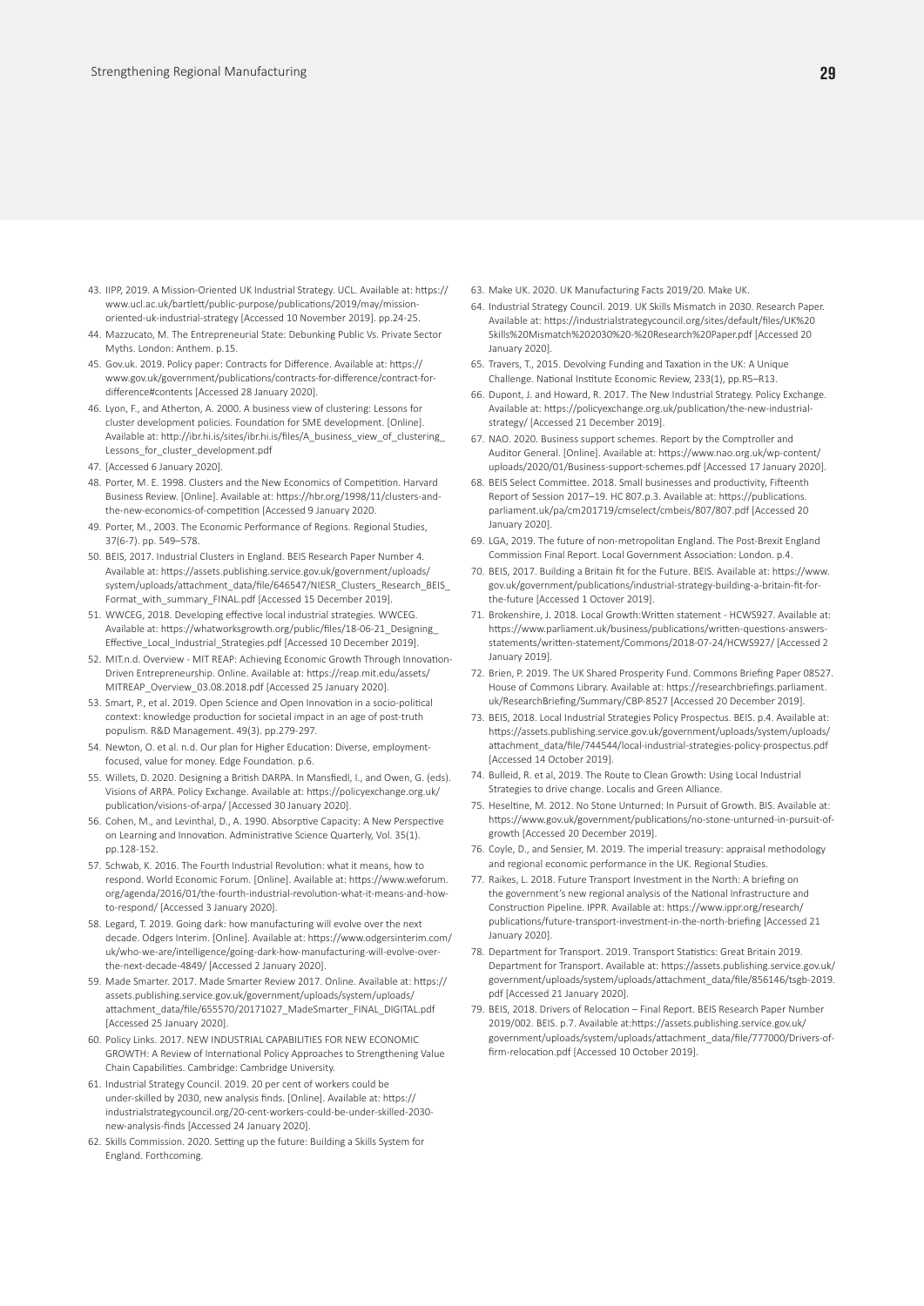43. IIPP, 2019. A Mission-Oriented UK Industrial Strategy. UCL. Available at: https://www.ucl.ac.uk/bartlett/public-purpose/publications/2019/may/mission-oriented-uk-industrial-strategy [Accessed 10 November 2019]. pp.24-25.
44. Mazzucato, M. The Entrepreneurial State: Debunking Public Vs. Private Sector Myths. London: Anthem. p.15.
45. Gov.uk. 2019. Policy paper: Contracts for Difference. Available at: https://www.gov.uk/government/publications/contracts-for-difference/contract-for-difference#contents [Accessed 28 January 2020].
46. Lyon, F., and Atherton, A. 2000. A business view of clustering: Lessons for cluster development policies. Foundation for SME development. [Online]. Available at: http://ibr.hi.is/sites/ibr.hi.is/files/A_business_view_of_clustering_Lessons_for_cluster_development.pdf
47. [Accessed 6 January 2020].
48. Porter, M. E. 1998. Clusters and the New Economics of Competition. Harvard Business Review. [Online]. Available at: https://hbr.org/1998/11/clusters-and-the-new-economics-of-competition [Accessed 9 January 2020.
49. Porter, M., 2003. The Economic Performance of Regions. Regional Studies, 37(6-7). pp. 549–578.
50. BEIS, 2017. Industrial Clusters in England. BEIS Research Paper Number 4. Available at: https://assets.publishing.service.gov.uk/government/uploads/system/uploads/attachment_data/file/646547/NIESR_Clusters_Research_BEIS_Format_with_summary_FINAL.pdf [Accessed 15 December 2019].
51. WWCEG, 2018. Developing effective local industrial strategies. WWCEG. Available at: https://whatworksgrowth.org/public/files/18-06-21_Designing_Effective_Local_Industrial_Strategies.pdf [Accessed 10 December 2019].
52. MIT.n.d. Overview - MIT REAP: Achieving Economic Growth Through Innovation-Driven Entrepreneurship. Online. Available at: https://reap.mit.edu/assets/MITREAP_Overview_03.08.2018.pdf [Accessed 25 January 2020].
53. Smart, P., et al. 2019. Open Science and Open Innovation in a socio-political context: knowledge production for societal impact in an age of post-truth populism. R&D Management. 49(3). pp.279-297.
54. Newton, O. et al. n.d. Our plan for Higher Education: Diverse, employment-focused, value for money. Edge Foundation. p.6.
55. Willets, D. 2020. Designing a British DARPA. In Mansfiedl, I., and Owen, G. (eds). Visions of ARPA. Policy Exchange. Available at: https://policyexchange.org.uk/publication/visions-of-arpa/ [Accessed 30 January 2020].
56. Cohen, M., and Levinthal, D., A. 1990. Absorptive Capacity: A New Perspective on Learning and Innovation. Administrative Science Quarterly, Vol. 35(1). pp.128-152.
57. Schwab, K. 2016. The Fourth Industrial Revolution: what it means, how to respond. World Economic Forum. [Online]. Available at: https://www.weforum.org/agenda/2016/01/the-fourth-industrial-revolution-what-it-means-and-how-to-respond/ [Accessed 3 January 2020].
58. Legard, T. 2019. Going dark: how manufacturing will evolve over the next decade. Odgers Interim. [Online]. Available at: https://www.odgersinterim.com/uk/who-we-are/intelligence/going-dark-how-manufacturing-will-evolve-over-the-next-decade-4849/ [Accessed 2 January 2020].
59. Made Smarter. 2017. Made Smarter Review 2017. Online. Available at: https://assets.publishing.service.gov.uk/government/uploads/system/uploads/attachment_data/file/655570/20171027_MadeSmarter_FINAL_DIGITAL.pdf [Accessed 25 January 2020].
60. Policy Links. 2017. NEW INDUSTRIAL CAPABILITIES FOR NEW ECONOMIC GROWTH: A Review of International Policy Approaches to Strengthening Value Chain Capabilities. Cambridge: Cambridge University.
61. Industrial Strategy Council. 2019. 20 per cent of workers could be under-skilled by 2030, new analysis finds. [Online]. Available at: https://industrialstrategycouncil.org/20-cent-workers-could-be-under-skilled-2030-new-analysis-finds [Accessed 24 January 2020].
62. Skills Commission. 2020. Setting up the future: Building a Skills System for England. Forthcoming.
63. Make UK. 2020. UK Manufacturing Facts 2019/20. Make UK.
64. Industrial Strategy Council. 2019. UK Skills Mismatch in 2030. Research Paper. Available at: https://industrialstrategycouncil.org/sites/default/files/UK%20Skills%20Mismatch%202030%20-%20Research%20Paper.pdf [Accessed 20 January 2020].
65. Travers, T., 2015. Devolving Funding and Taxation in the UK: A Unique Challenge. National Institute Economic Review, 233(1), pp.R5–R13.
66. Dupont, J. and Howard, R. 2017. The New Industrial Strategy. Policy Exchange. Available at: https://policyexchange.org.uk/publication/the-new-industrial-strategy/ [Accessed 21 December 2019].
67. NAO. 2020. Business support schemes. Report by the Comptroller and Auditor General. [Online]. Available at: https://www.nao.org.uk/wp-content/uploads/2020/01/Business-support-schemes.pdf [Accessed 17 January 2020].
68. BEIS Select Committee. 2018. Small businesses and productivity, Fifteenth Report of Session 2017–19. HC 807.p.3. Available at: https://publications.parliament.uk/pa/cm201719/cmselect/cmbeis/807/807.pdf [Accessed 20 January 2020].
69. LGA, 2019. The future of non-metropolitan England. The Post-Brexit England Commission Final Report. Local Government Association: London. p.4.
70. BEIS, 2017. Building a Britain fit for the Future. BEIS. Available at: https://www.gov.uk/government/publications/industrial-strategy-building-a-britain-fit-for-the-future [Accessed 1 Octover 2019].
71. Brokenshire, J. 2018. Local Growth:Written statement - HCWS927. Available at: https://www.parliament.uk/business/publications/written-questions-answers-statements/written-statement/Commons/2018-07-24/HCWS927/ [Accessed 2 January 2019].
72. Brien, P. 2019. The UK Shared Prosperity Fund. Commons Briefing Paper 08527. House of Commons Library. Available at: https://researchbriefings.parliament.uk/ResearchBriefing/Summary/CBP-8527 [Accessed 20 December 2019].
73. BEIS, 2018. Local Industrial Strategies Policy Prospectus. BEIS. p.4. Available at: https://assets.publishing.service.gov.uk/government/uploads/system/uploads/attachment_data/file/744544/local-industrial-strategies-policy-prospectus.pdf [Accessed 14 October 2019].
74. Bulleid, R. et al, 2019. The Route to Clean Growth: Using Local Industrial Strategies to drive change. Localis and Green Alliance.
75. Heseltine, M. 2012. No Stone Unturned: In Pursuit of Growth. BIS. Available at: https://www.gov.uk/government/publications/no-stone-unturned-in-pursuit-of-growth [Accessed 20 December 2019].
76. Coyle, D., and Sensier, M. 2019. The imperial treasury: appraisal methodology and regional economic performance in the UK. Regional Studies.
77. Raikes, L. 2018. Future Transport Investment in the North: A briefing on the government's new regional analysis of the National Infrastructure and Construction Pipeline. IPPR. Available at: https://www.ippr.org/research/publications/future-transport-investment-in-the-north-briefing [Accessed 21 January 2020].
78. Department for Transport. 2019. Transport Statistics: Great Britain 2019. Department for Transport. Available at: https://assets.publishing.service.gov.uk/government/uploads/system/uploads/attachment_data/file/856146/tsgb-2019.pdf [Accessed 21 January 2020].
79. BEIS, 2018. Drivers of Relocation – Final Report. BEIS Research Paper Number 2019/002. BEIS. p.7. Available at:https://assets.publishing.service.gov.uk/government/uploads/system/uploads/attachment_data/file/777000/Drivers-of-firm-relocation.pdf [Accessed 10 October 2019].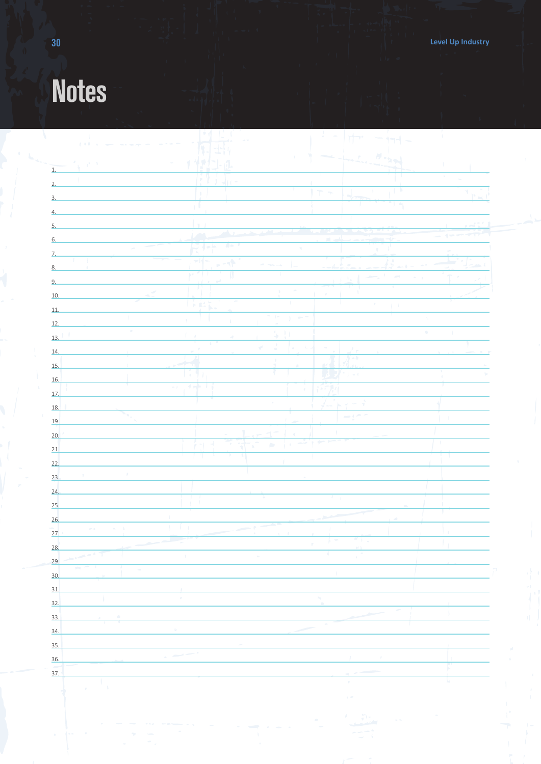# Notes

1.
2.
3.
4.
5.
6.
7.
8.
9.
10.
11.
12.
13.
14.
15.
16.
17.
18.
19.
20.
21.
22.
23.
24.
25.
26.
27.
28.
29.
30.
31.
32.
33.
34.
35.
36.
37.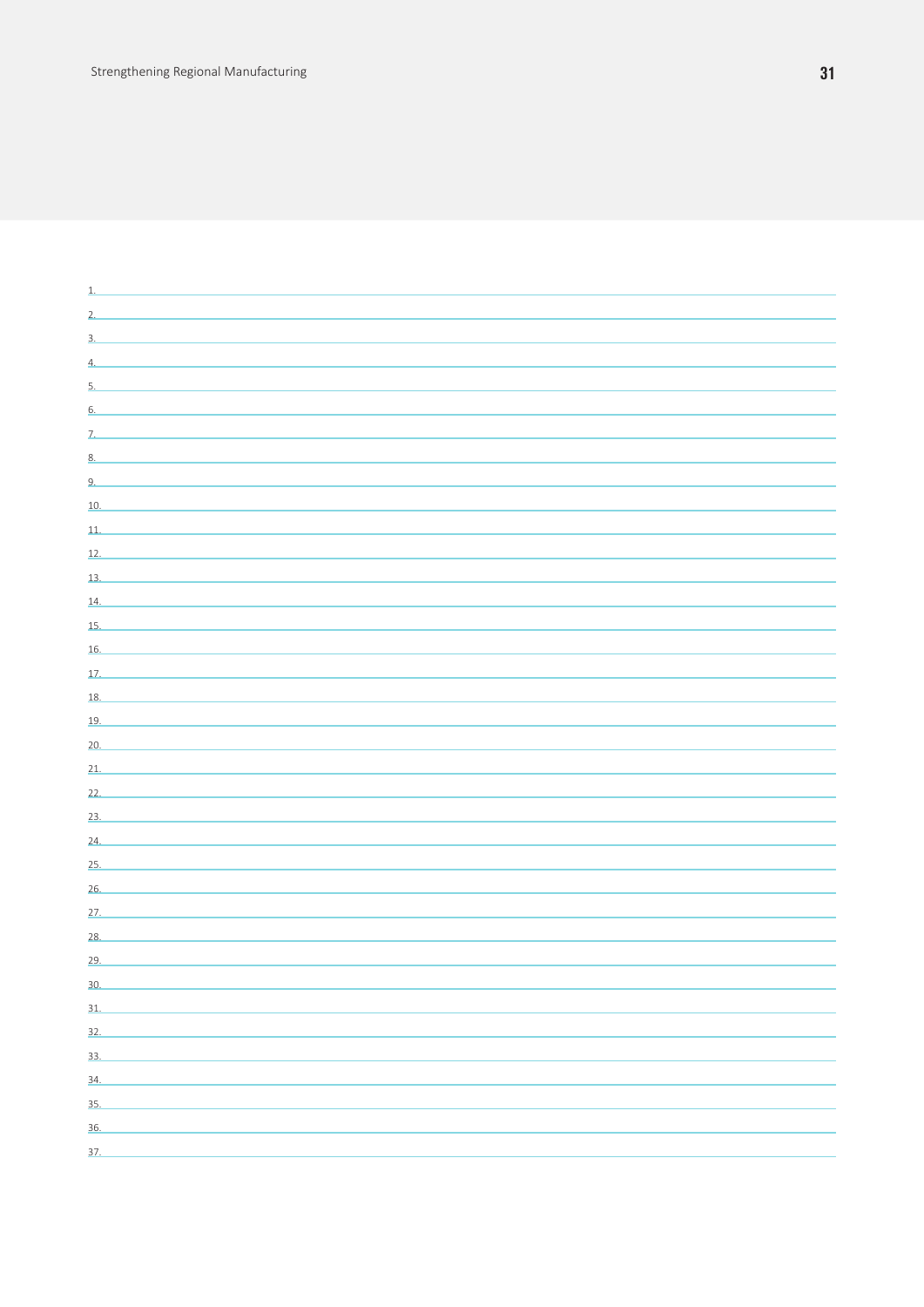1.
2.
3.
4.
5.
6.
7.
8.
9.
10.
11.
12.
13.
14.
15.
16.
17.
18.
19.
20.
21.
22.
23.
24.
25.
26.
27.
28.
29.
30.
31.
32.
33.
34.
35.
36.
37.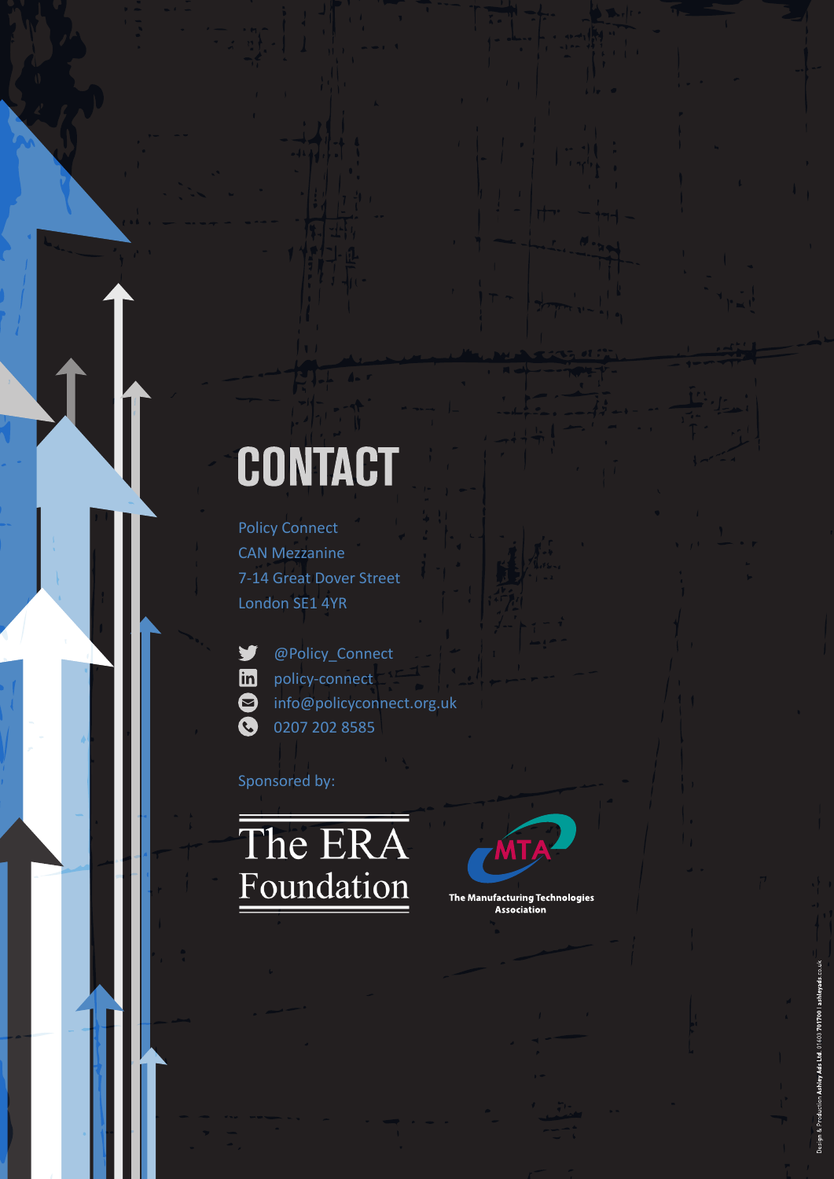# CONTACT

Policy Connect
CAN Mezzanine
7-14 Great Dover Street
London SE1 4YR

@Policy_Connect
policy-connect
info@policyconnect.org.uk
0207 202 8585

Sponsored by:

The ERA Foundation

MTA
The Manufacturing Technologies Association

Design & Production Ashley Ads Ltd. 01603 701700 | ashleyads.co.uk